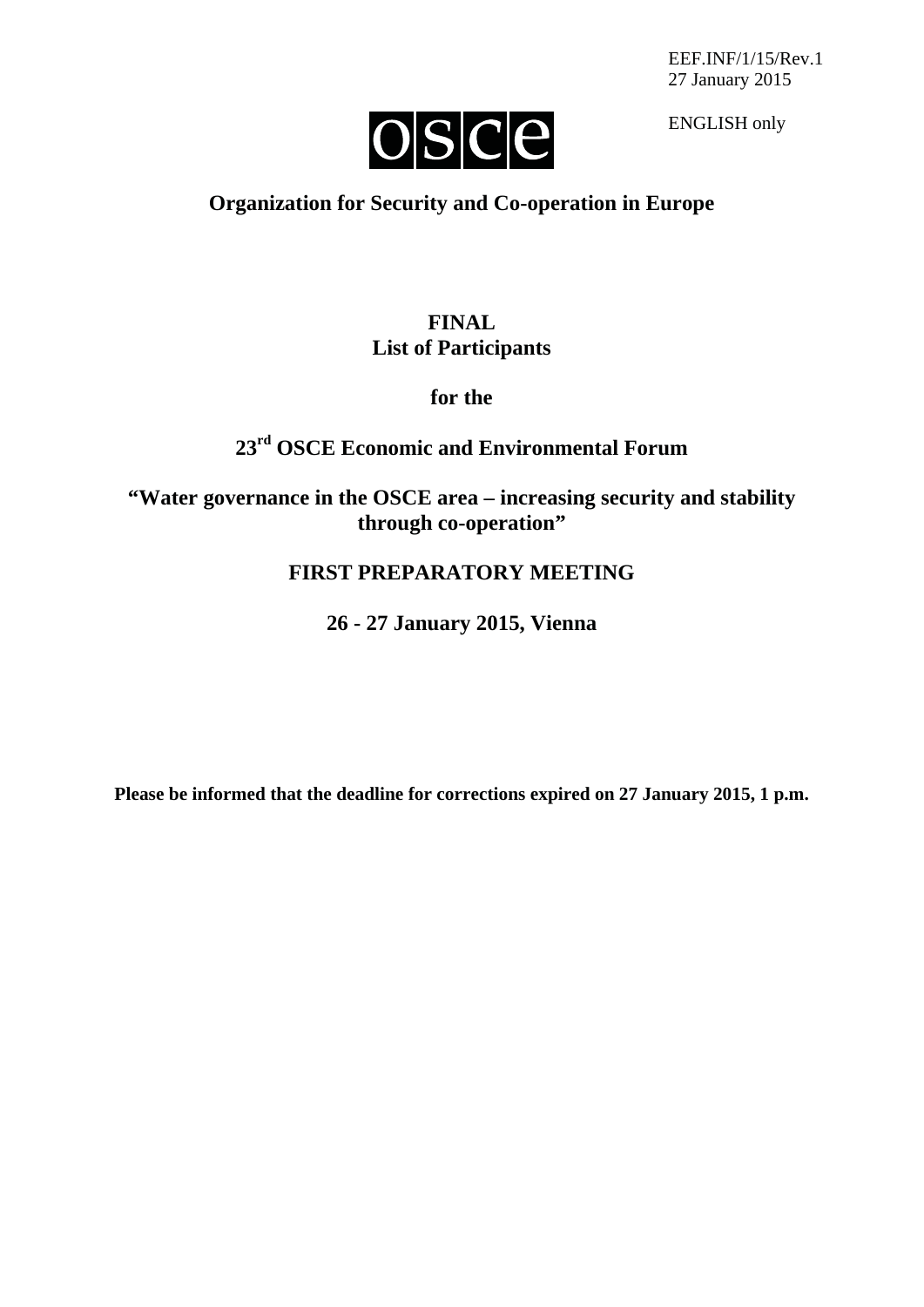EEF.INF/1/15/Rev.1
27 January 2015

ENGLISH only

OSCE

**Organization for Security and Co-operation in Europe**

# FINAL
# List of Participants

## for the

## 23rd OSCE Economic and Environmental Forum

## "Water governance in the OSCE area – increasing security and stability through co-operation"

## FIRST PREPARATORY MEETING

## 26 - 27 January 2015, Vienna

**Please be informed that the deadline for corrections expired on 27 January 2015, 1 p.m.**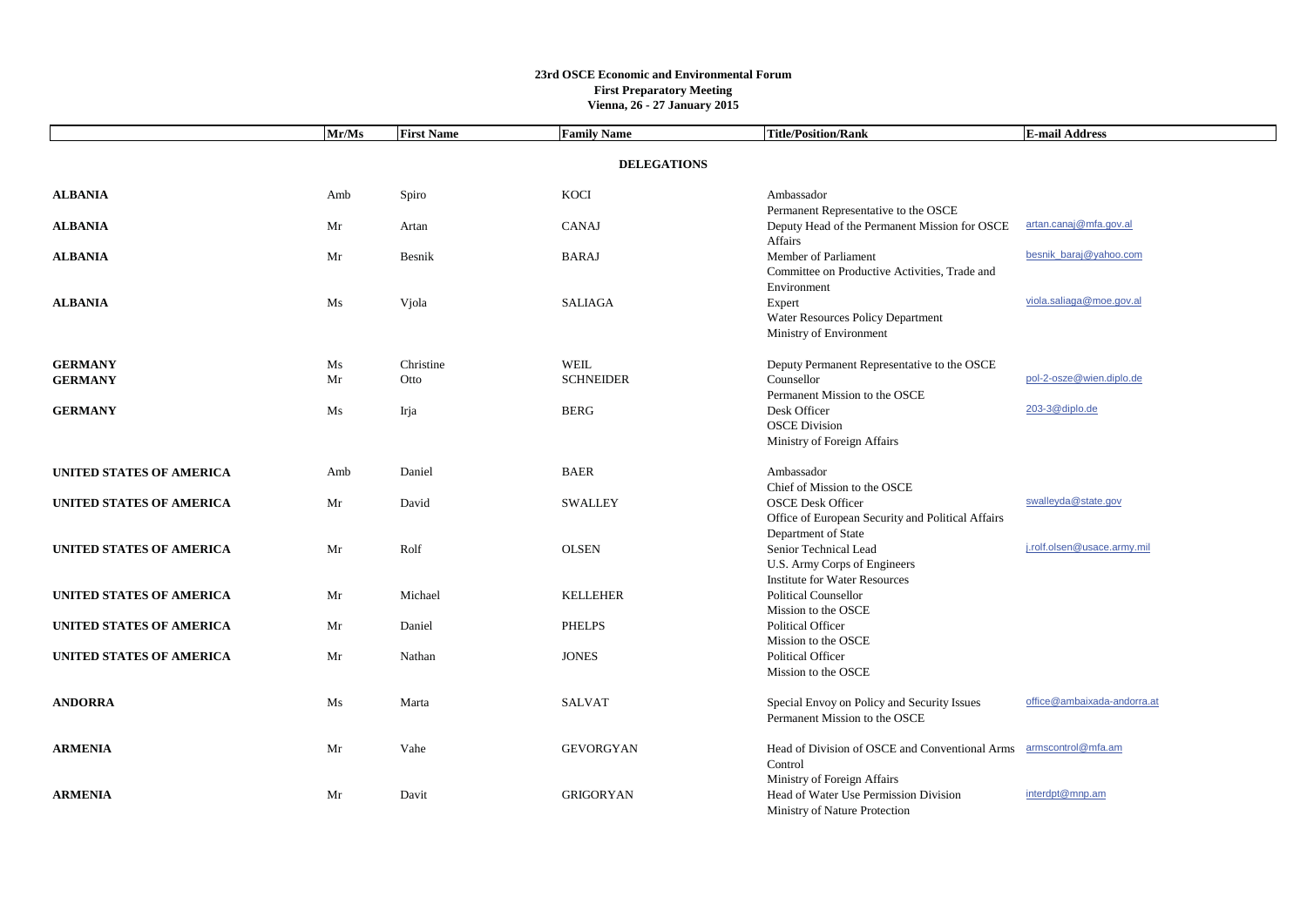**23rd OSCE Economic and Environmental Forum**
**First Preparatory Meeting**
**Vienna, 26 - 27 January 2015**

| | Mr/Ms | First Name | Family Name | Title/Position/Rank | E-mail Address |
|---|---|---|---|---|---|
| | | | **DELEGATIONS** | | |
| **ALBANIA** | Amb | Spiro | KOCI | Ambassador<br>Permanent Representative to the OSCE | |
| **ALBANIA** | Mr | Artan | CANAJ | Deputy Head of the Permanent Mission for OSCE Affairs | artan.canaj@mfa.gov.al |
| **ALBANIA** | Mr | Besnik | BARAJ | Member of Parliament<br>Committee on Productive Activities, Trade and Environment | besnik_baraj@yahoo.com |
| **ALBANIA** | Ms | Vjola | SALIAGA | Expert<br>Water Resources Policy Department<br>Ministry of Environment | viola.saliaga@moe.gov.al |
| **GERMANY** | Ms | Christine | WEIL | Deputy Permanent Representative to the OSCE | |
| **GERMANY** | Mr | Otto | SCHNEIDER | Counsellor<br>Permanent Mission to the OSCE | pol-2-osze@wien.diplo.de |
| **GERMANY** | Ms | Irja | BERG | Desk Officer<br>OSCE Division<br>Ministry of Foreign Affairs | 203-3@diplo.de |
| **UNITED STATES OF AMERICA** | Amb | Daniel | BAER | Ambassador<br>Chief of Mission to the OSCE | |
| **UNITED STATES OF AMERICA** | Mr | David | SWALLEY | OSCE Desk Officer<br>Office of European Security and Political Affairs<br>Department of State | swalleyda@state.gov |
| **UNITED STATES OF AMERICA** | Mr | Rolf | OLSEN | Senior Technical Lead<br>U.S. Army Corps of Engineers<br>Institute for Water Resources | j.rolf.olsen@usace.army.mil |
| **UNITED STATES OF AMERICA** | Mr | Michael | KELLEHER | Political Counsellor<br>Mission to the OSCE | |
| **UNITED STATES OF AMERICA** | Mr | Daniel | PHELPS | Political Officer<br>Mission to the OSCE | |
| **UNITED STATES OF AMERICA** | Mr | Nathan | JONES | Political Officer<br>Mission to the OSCE | |
| **ANDORRA** | Ms | Marta | SALVAT | Special Envoy on Policy and Security Issues<br>Permanent Mission to the OSCE | office@ambaixada-andorra.at |
| **ARMENIA** | Mr | Vahe | GEVORGYAN | Head of Division of OSCE and Conventional Arms Control<br>Ministry of Foreign Affairs | armscontrol@mfa.am |
| **ARMENIA** | Mr | Davit | GRIGORYAN | Head of Water Use Permission Division<br>Ministry of Nature Protection | interdpt@mnp.am |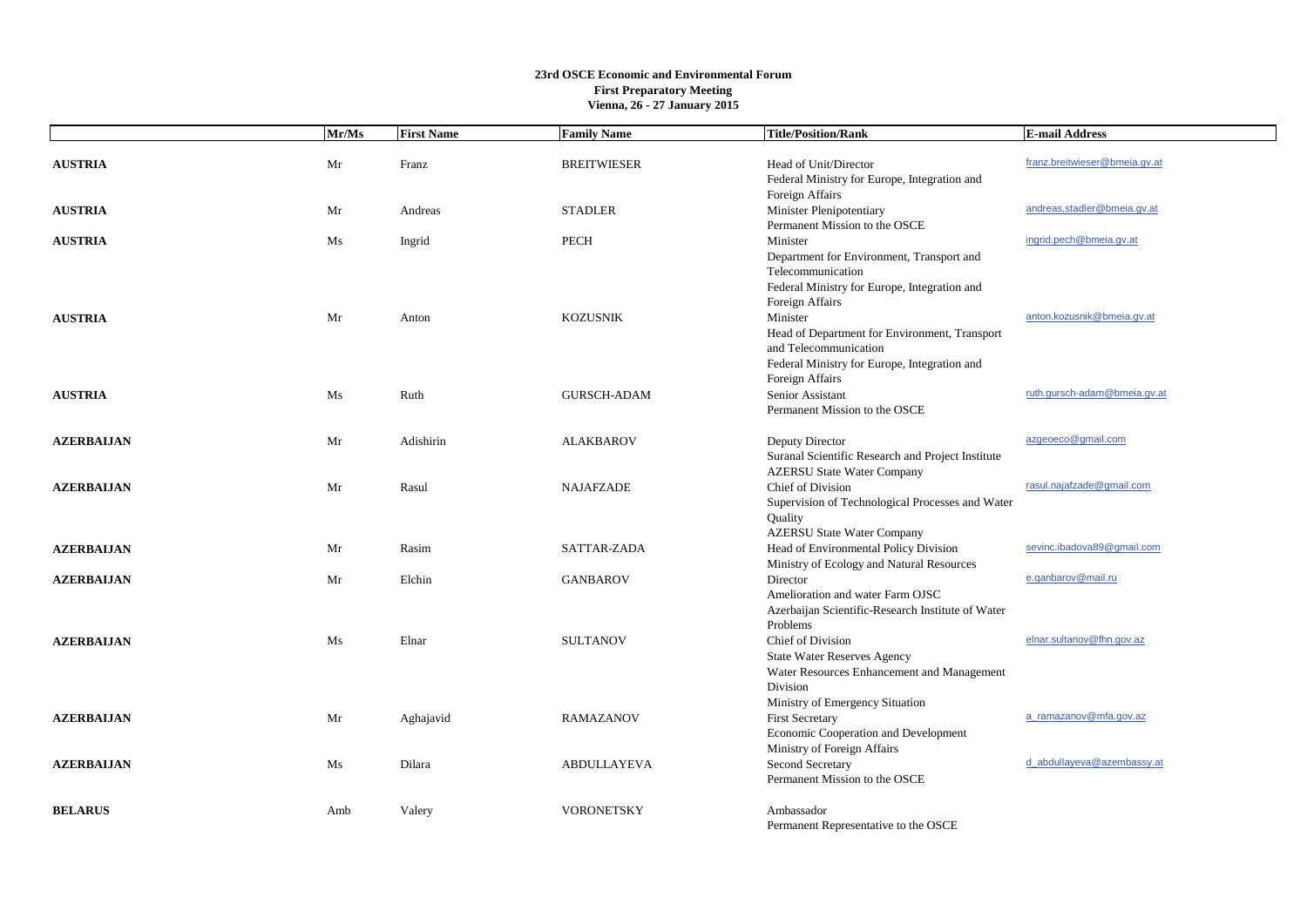**23rd OSCE Economic and Environmental Forum**
**First Preparatory Meeting**
**Vienna, 26 - 27 January 2015**

| | Mr/Ms | First Name | Family Name | Title/Position/Rank | E-mail Address |
|---|---|---|---|---|---|
| **AUSTRIA** | Mr | Franz | BREITWIESER | Head of Unit/Director<br>Federal Ministry for Europe, Integration and Foreign Affairs | franz.breitwieser@bmeia.gv.at |
| **AUSTRIA** | Mr | Andreas | STADLER | Minister Plenipotentiary<br>Permanent Mission to the OSCE | andreas,stadler@bmeia.gv.at |
| **AUSTRIA** | Ms | Ingrid | PECH | Minister<br>Department for Environment, Transport and Telecommunication<br>Federal Ministry for Europe, Integration and Foreign Affairs | ingrid.pech@bmeia.gv.at |
| **AUSTRIA** | Mr | Anton | KOZUSNIK | Minister<br>Head of Department for Environment, Transport and Telecommunication<br>Federal Ministry for Europe, Integration and Foreign Affairs | anton.kozusnik@bmeia.gv.at |
| **AUSTRIA** | Ms | Ruth | GURSCH-ADAM | Senior Assistant<br>Permanent Mission to the OSCE | ruth.gursch-adam@bmeia.gv.at |
| **AZERBAIJAN** | Mr | Adishirin | ALAKBAROV | Deputy Director<br>Suranal Scientific Research and Project Institute<br>AZERSU State Water Company | azgeoeco@gmail.com |
| **AZERBAIJAN** | Mr | Rasul | NAJAFZADE | Chief of Division<br>Supervision of Technological Processes and Water Quality<br>AZERSU State Water Company | rasul.najafzade@gmail.com |
| **AZERBAIJAN** | Mr | Rasim | SATTAR-ZADA | Head of Environmental Policy Division<br>Ministry of Ecology and Natural Resources | sevinc.ibadova89@gmail.com |
| **AZERBAIJAN** | Mr | Elchin | GANBAROV | Director<br>Amelioration and water Farm OJSC<br>Azerbaijan Scientific-Research Institute of Water Problems | e.qanbarov@mail.ru |
| **AZERBAIJAN** | Ms | Elnar | SULTANOV | Chief of Division<br>State Water Reserves Agency<br>Water Resources Enhancement and Management Division<br>Ministry of Emergency Situation | elnar.sultanov@fhn.gov.az |
| **AZERBAIJAN** | Mr | Aghajavid | RAMAZANOV | First Secretary<br>Economic Cooperation and Development<br>Ministry of Foreign Affairs | a_ramazanov@mfa.gov.az |
| **AZERBAIJAN** | Ms | Dilara | ABDULLAYEVA | Second Secretary<br>Permanent Mission to the OSCE | d_abdullayeva@azembassy.at |
| **BELARUS** | Amb | Valery | VORONETSKY | Ambassador<br>Permanent Representative to the OSCE | |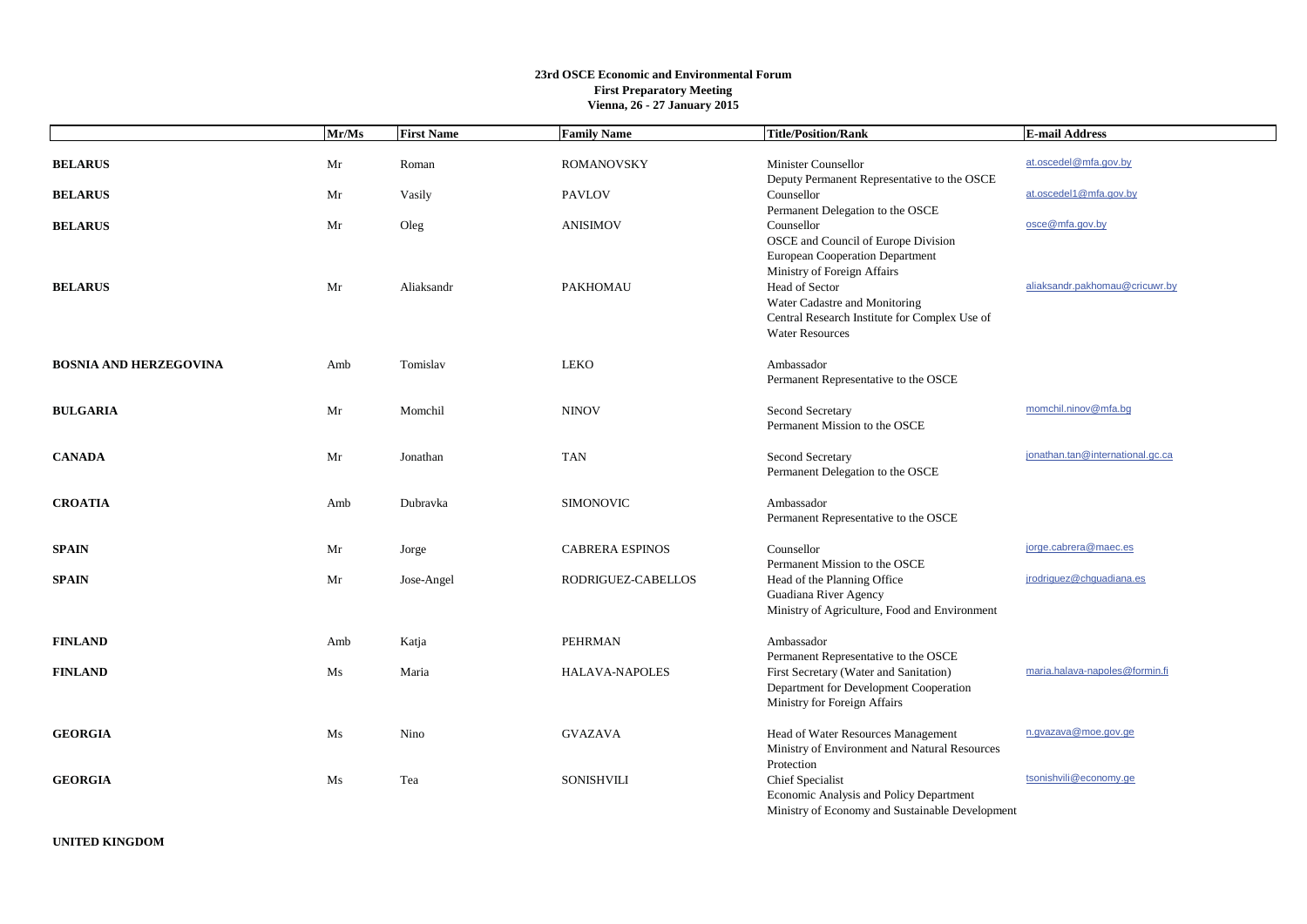**23rd OSCE Economic and Environmental Forum**
**First Preparatory Meeting**
**Vienna, 26 - 27 January 2015**

| | Mr/Ms | First Name | Family Name | Title/Position/Rank | E-mail Address |
|---|---|---|---|---|---|
| **BELARUS** | Mr | Roman | ROMANOVSKY | Minister Counsellor<br>Deputy Permanent Representative to the OSCE | at.oscedel@mfa.gov.by |
| **BELARUS** | Mr | Vasily | PAVLOV | Counsellor<br>Permanent Delegation to the OSCE | at.oscedel1@mfa.gov.by |
| **BELARUS** | Mr | Oleg | ANISIMOV | Counsellor<br>OSCE and Council of Europe Division<br>European Cooperation Department<br>Ministry of Foreign Affairs | osce@mfa.gov.by |
| **BELARUS** | Mr | Aliaksandr | PAKHOMAU | Head of Sector<br>Water Cadastre and Monitoring<br>Central Research Institute for Complex Use of Water Resources | aliaksandr.pakhomau@cricuwr.by |
| **BOSNIA AND HERZEGOVINA** | Amb | Tomislav | LEKO | Ambassador<br>Permanent Representative to the OSCE | |
| **BULGARIA** | Mr | Momchil | NINOV | Second Secretary<br>Permanent Mission to the OSCE | momchil.ninov@mfa.bg |
| **CANADA** | Mr | Jonathan | TAN | Second Secretary<br>Permanent Delegation to the OSCE | jonathan.tan@international.gc.ca |
| **CROATIA** | Amb | Dubravka | SIMONOVIC | Ambassador<br>Permanent Representative to the OSCE | |
| **SPAIN** | Mr | Jorge | CABRERA ESPINOS | Counsellor<br>Permanent Mission to the OSCE | jorge.cabrera@maec.es |
| **SPAIN** | Mr | Jose-Angel | RODRIGUEZ-CABELLOS | Head of the Planning Office<br>Guadiana River Agency<br>Ministry of Agriculture, Food and Environment | jrodriguez@chguadiana.es |
| **FINLAND** | Amb | Katja | PEHRMAN | Ambassador<br>Permanent Representative to the OSCE | |
| **FINLAND** | Ms | Maria | HALAVA-NAPOLES | First Secretary (Water and Sanitation)<br>Department for Development Cooperation<br>Ministry for Foreign Affairs | maria.halava-napoles@formin.fi |
| **GEORGIA** | Ms | Nino | GVAZAVA | Head of Water Resources Management<br>Ministry of Environment and Natural Resources Protection | n.gvazava@moe.gov.ge |
| **GEORGIA** | Ms | Tea | SONISHVILI | Chief Specialist<br>Economic Analysis and Policy Department<br>Ministry of Economy and Sustainable Development | tsonishvili@economy.ge |
| **UNITED KINGDOM** | | | | | |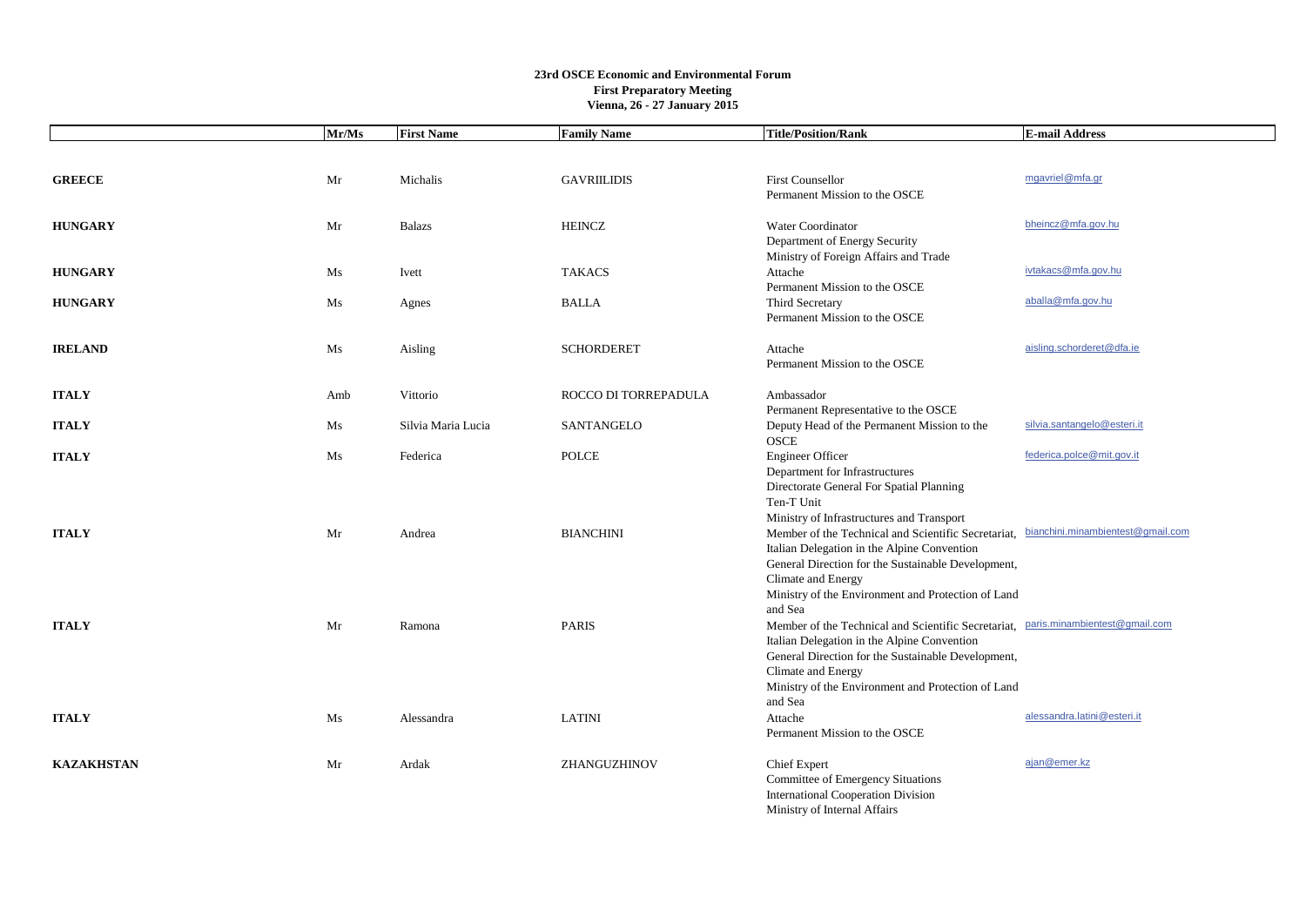**23rd OSCE Economic and Environmental Forum**
**First Preparatory Meeting**
**Vienna, 26 - 27 January 2015**

| | Mr/Ms | First Name | Family Name | Title/Position/Rank | E-mail Address |
|---|---|---|---|---|---|
| **GREECE** | Mr | Michalis | GAVRIILIDIS | First Counsellor<br>Permanent Mission to the OSCE | mgavriel@mfa.gr |
| **HUNGARY** | Mr | Balazs | HEINCZ | Water Coordinator<br>Department of Energy Security<br>Ministry of Foreign Affairs and Trade | bheincz@mfa.gov.hu |
| **HUNGARY** | Ms | Ivett | TAKACS | Attache<br>Permanent Mission to the OSCE | ivtakacs@mfa.gov.hu |
| **HUNGARY** | Ms | Agnes | BALLA | Third Secretary<br>Permanent Mission to the OSCE | aballa@mfa.gov.hu |
| **IRELAND** | Ms | Aisling | SCHORDERET | Attache<br>Permanent Mission to the OSCE | aisling.schorderet@dfa.ie |
| **ITALY** | Amb | Vittorio | ROCCO DI TORREPADULA | Ambassador<br>Permanent Representative to the OSCE | |
| **ITALY** | Ms | Silvia Maria Lucia | SANTANGELO | Deputy Head of the Permanent Mission to the OSCE | silvia.santangelo@esteri.it |
| **ITALY** | Ms | Federica | POLCE | Engineer Officer<br>Department for Infrastructures<br>Directorate General For Spatial Planning<br>Ten-T Unit<br>Ministry of Infrastructures and Transport | federica.polce@mit.gov.it |
| **ITALY** | Mr | Andrea | BIANCHINI | Member of the Technical and Scientific Secretariat, Italian Delegation in the Alpine Convention<br>General Direction for the Sustainable Development, Climate and Energy<br>Ministry of the Environment and Protection of Land and Sea | bianchini.minambientest@gmail.com |
| **ITALY** | Mr | Ramona | PARIS | Member of the Technical and Scientific Secretariat, Italian Delegation in the Alpine Convention<br>General Direction for the Sustainable Development, Climate and Energy<br>Ministry of the Environment and Protection of Land and Sea | paris.minambientest@gmail.com |
| **ITALY** | Ms | Alessandra | LATINI | Attache<br>Permanent Mission to the OSCE | alessandra.latini@esteri.it |
| **KAZAKHSTAN** | Mr | Ardak | ZHANGUZHINOV | Chief Expert<br>Committee of Emergency Situations<br>International Cooperation Division<br>Ministry of Internal Affairs | ajan@emer.kz |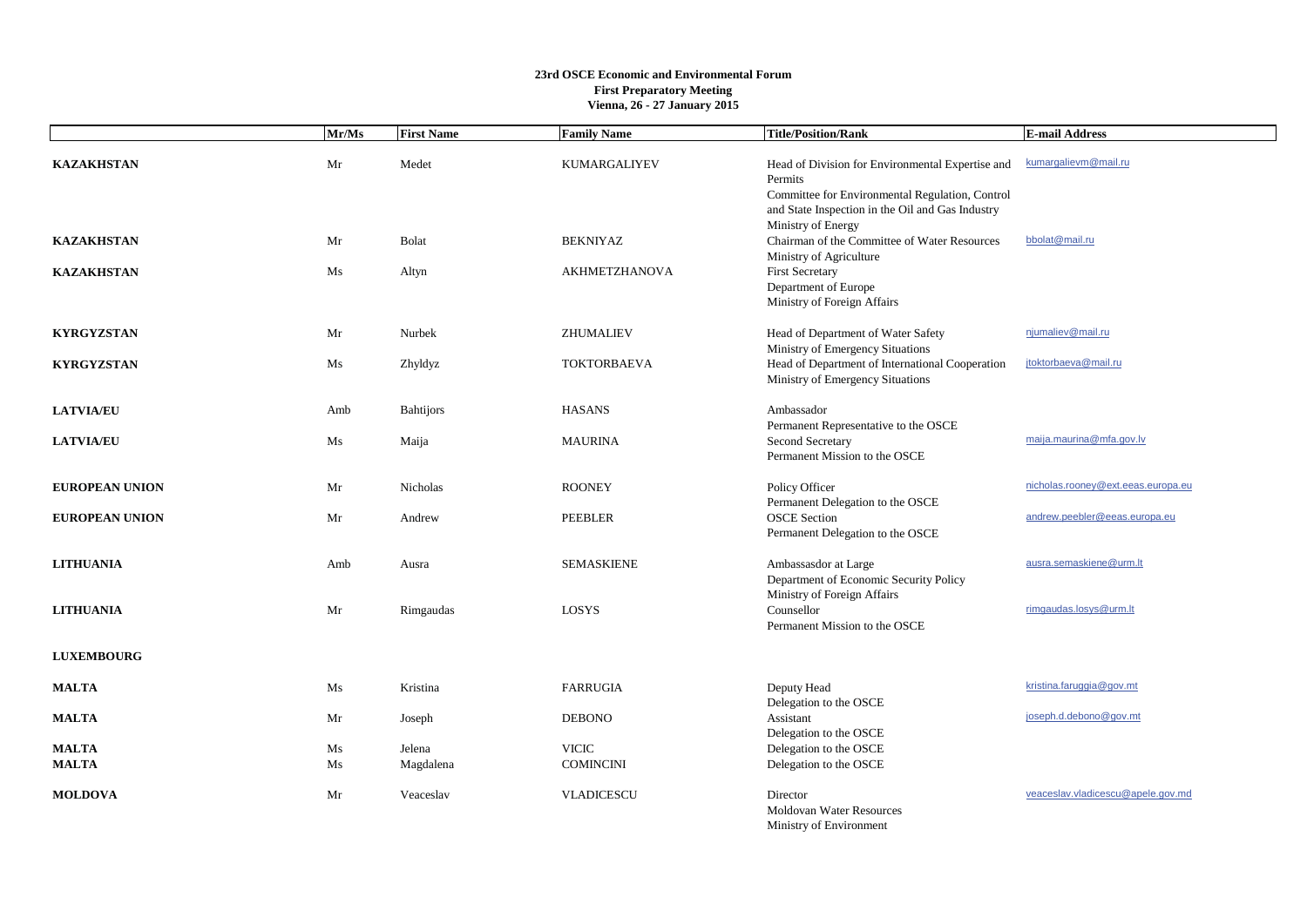**23rd OSCE Economic and Environmental Forum**
**First Preparatory Meeting**
**Vienna, 26 - 27 January 2015**

| | Mr/Ms | First Name | Family Name | Title/Position/Rank | E-mail Address |
|---|---|---|---|---|---|
| **KAZAKHSTAN** | Mr | Medet | KUMARGALIYEV | Head of Division for Environmental Expertise and Permits<br>Committee for Environmental Regulation, Control and State Inspection in the Oil and Gas Industry<br>Ministry of Energy | kumargalievm@mail.ru |
| **KAZAKHSTAN** | Mr | Bolat | BEKNIYAZ | Chairman of the Committee of Water Resources<br>Ministry of Agriculture | bbolat@mail.ru |
| **KAZAKHSTAN** | Ms | Altyn | AKHMETZHANOVA | First Secretary<br>Department of Europe<br>Ministry of Foreign Affairs | |
| **KYRGYZSTAN** | Mr | Nurbek | ZHUMALIEV | Head of Department of Water Safety<br>Ministry of Emergency Situations | njumaliev@mail.ru |
| **KYRGYZSTAN** | Ms | Zhyldyz | TOKTORBAEVA | Head of Department of International Cooperation<br>Ministry of Emergency Situations | jtoktorbaeva@mail.ru |
| **LATVIA/EU** | Amb | Bahtijors | HASANS | Ambassador<br>Permanent Representative to the OSCE | |
| **LATVIA/EU** | Ms | Maija | MAURINA | Second Secretary<br>Permanent Mission to the OSCE | maija.maurina@mfa.gov.lv |
| **EUROPEAN UNION** | Mr | Nicholas | ROONEY | Policy Officer<br>Permanent Delegation to the OSCE | nicholas.rooney@ext.eeas.europa.eu |
| **EUROPEAN UNION** | Mr | Andrew | PEEBLER | OSCE Section<br>Permanent Delegation to the OSCE | andrew.peebler@eeas.europa.eu |
| **LITHUANIA** | Amb | Ausra | SEMASKIENE | Ambassasdor at Large<br>Department of Economic Security Policy<br>Ministry of Foreign Affairs | ausra.semaskiene@urm.lt |
| **LITHUANIA** | Mr | Rimgaudas | LOSYS | Counsellor<br>Permanent Mission to the OSCE | rimgaudas.losys@urm.lt |
| **LUXEMBOURG** | | | | | |
| **MALTA** | Ms | Kristina | FARRUGIA | Deputy Head<br>Delegation to the OSCE | kristina.faruggia@gov.mt |
| **MALTA** | Mr | Joseph | DEBONO | Assistant<br>Delegation to the OSCE | joseph.d.debono@gov.mt |
| **MALTA** | Ms | Jelena | VICIC | Delegation to the OSCE | |
| **MALTA** | Ms | Magdalena | COMINCINI | Delegation to the OSCE | |
| **MOLDOVA** | Mr | Veaceslav | VLADICESCU | Director<br>Moldovan Water Resources<br>Ministry of Environment | veaceslav.vladicescu@apele.gov.md |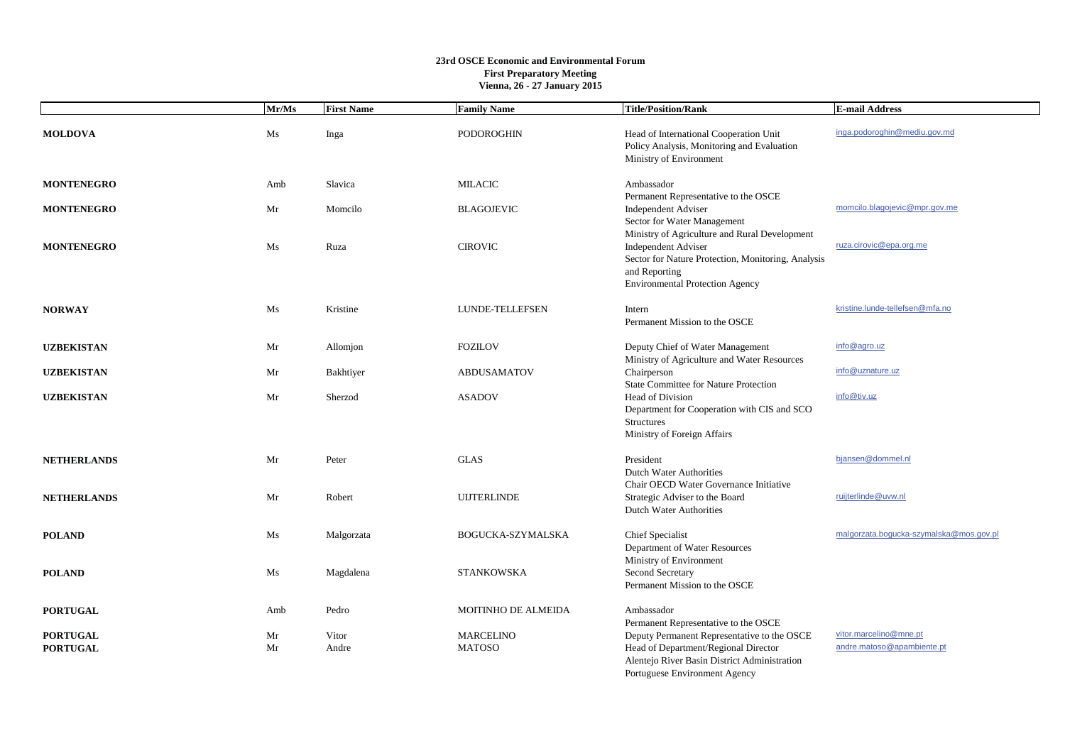**23rd OSCE Economic and Environmental Forum**
**First Preparatory Meeting**
**Vienna, 26 - 27 January 2015**

| | Mr/Ms | First Name | Family Name | Title/Position/Rank | E-mail Address |
|---|---|---|---|---|---|
| **MOLDOVA** | Ms | Inga | PODOROGHIN | Head of International Cooperation Unit<br>Policy Analysis, Monitoring and Evaluation<br>Ministry of Environment | inga.podoroghin@mediu.gov.md |
| **MONTENEGRO** | Amb | Slavica | MILACIC | Ambassador<br>Permanent Representative to the OSCE | |
| **MONTENEGRO** | Mr | Momcilo | BLAGOJEVIC | Independent Adviser<br>Sector for Water Management<br>Ministry of Agriculture and Rural Development | momcilo.blagojevic@mpr.gov.me |
| **MONTENEGRO** | Ms | Ruza | CIROVIC | Independent Adviser<br>Sector for Nature Protection, Monitoring, Analysis and Reporting<br>Environmental Protection Agency | ruza.cirovic@epa.org.me |
| **NORWAY** | Ms | Kristine | LUNDE-TELLEFSEN | Intern<br>Permanent Mission to the OSCE | kristine.lunde-tellefsen@mfa.no |
| **UZBEKISTAN** | Mr | Allomjon | FOZILOV | Deputy Chief of Water Management<br>Ministry of Agriculture and Water Resources | info@agro.uz |
| **UZBEKISTAN** | Mr | Bakhtiyer | ABDUSAMATOV | Chairperson<br>State Committee for Nature Protection | info@uznature.uz |
| **UZBEKISTAN** | Mr | Sherzod | ASADOV | Head of Division<br>Department for Cooperation with CIS and SCO Structures<br>Ministry of Foreign Affairs | info@tiv.uz |
| **NETHERLANDS** | Mr | Peter | GLAS | President<br>Dutch Water Authorities<br>Chair OECD Water Governance Initiative | bjansen@dommel.nl |
| **NETHERLANDS** | Mr | Robert | UIJTERLINDE | Strategic Adviser to the Board<br>Dutch Water Authorities | ruijterlinde@uvw.nl |
| **POLAND** | Ms | Malgorzata | BOGUCKA-SZYMALSKA | Chief Specialist<br>Department of Water Resources<br>Ministry of Environment | malgorzata.bogucka-szymalska@mos.gov.pl |
| **POLAND** | Ms | Magdalena | STANKOWSKA | Second Secretary<br>Permanent Mission to the OSCE | |
| **PORTUGAL** | Amb | Pedro | MOITINHO DE ALMEIDA | Ambassador<br>Permanent Representative to the OSCE | |
| **PORTUGAL** | Mr | Vitor | MARCELINO | Deputy Permanent Representative to the OSCE | vitor.marcelino@mne.pt |
| **PORTUGAL** | Mr | Andre | MATOSO | Head of Department/Regional Director<br>Alentejo River Basin District Administration<br>Portuguese Environment Agency | andre.matoso@apambiente.pt |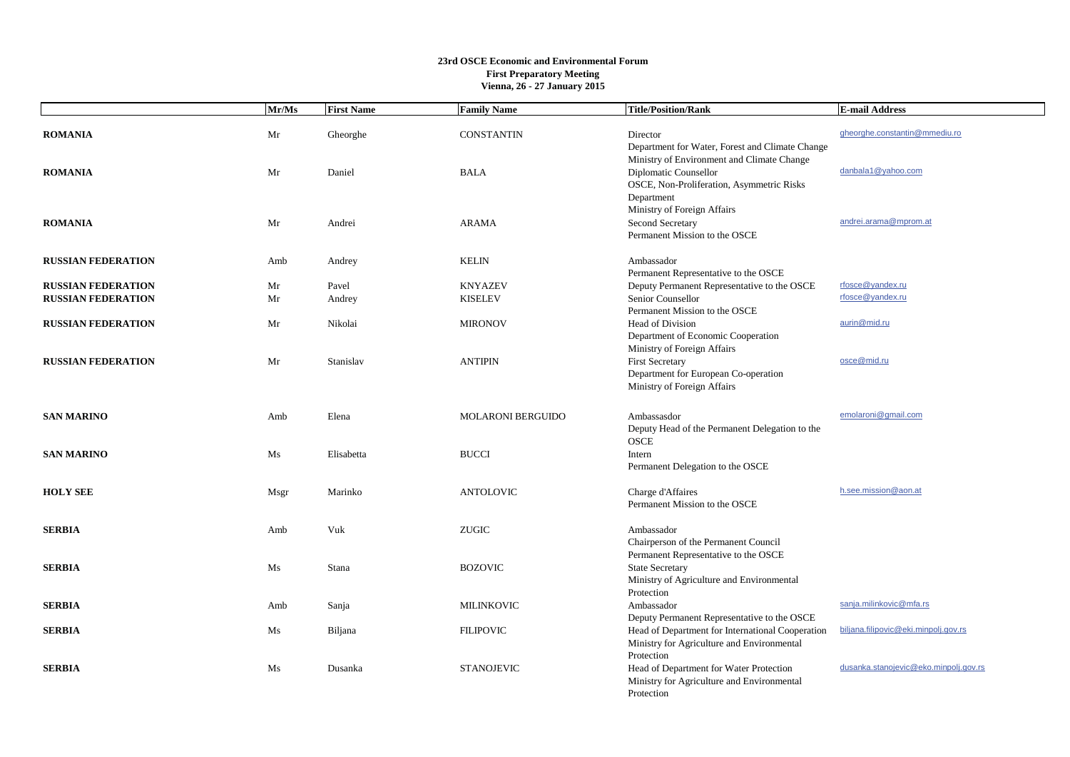**23rd OSCE Economic and Environmental Forum**
**First Preparatory Meeting**
**Vienna, 26 - 27 January 2015**

| | Mr/Ms | First Name | Family Name | Title/Position/Rank | E-mail Address |
|---|---|---|---|---|---|
| **ROMANIA** | Mr | Gheorghe | CONSTANTIN | Director<br>Department for Water, Forest and Climate Change<br>Ministry of Environment and Climate Change | gheorghe.constantin@mmediu.ro |
| **ROMANIA** | Mr | Daniel | BALA | Diplomatic Counsellor<br>OSCE, Non-Proliferation, Asymmetric Risks Department<br>Ministry of Foreign Affairs | danbala1@yahoo.com |
| **ROMANIA** | Mr | Andrei | ARAMA | Second Secretary<br>Permanent Mission to the OSCE | andrei.arama@mprom.at |
| **RUSSIAN FEDERATION** | Amb | Andrey | KELIN | Ambassador<br>Permanent Representative to the OSCE | |
| **RUSSIAN FEDERATION** | Mr | Pavel | KNYAZEV | Deputy Permanent Representative to the OSCE | rfosce@yandex.ru |
| **RUSSIAN FEDERATION** | Mr | Andrey | KISELEV | Senior Counsellor<br>Permanent Mission to the OSCE | rfosce@yandex.ru |
| **RUSSIAN FEDERATION** | Mr | Nikolai | MIRONOV | Head of Division<br>Department of Economic Cooperation<br>Ministry of Foreign Affairs | aurin@mid.ru |
| **RUSSIAN FEDERATION** | Mr | Stanislav | ANTIPIN | First Secretary<br>Department for European Co-operation<br>Ministry of Foreign Affairs | osce@mid.ru |
| **SAN MARINO** | Amb | Elena | MOLARONI BERGUIDO | Ambassasdor<br>Deputy Head of the Permanent Delegation to the OSCE | emolaroni@gmail.com |
| **SAN MARINO** | Ms | Elisabetta | BUCCI | Intern<br>Permanent Delegation to the OSCE | |
| **HOLY SEE** | Msgr | Marinko | ANTOLOVIC | Charge d'Affaires<br>Permanent Mission to the OSCE | h.see.mission@aon.at |
| **SERBIA** | Amb | Vuk | ZUGIC | Ambassador<br>Chairperson of the Permanent Council<br>Permanent Representative to the OSCE | |
| **SERBIA** | Ms | Stana | BOZOVIC | State Secretary<br>Ministry of Agriculture and Environmental Protection | |
| **SERBIA** | Amb | Sanja | MILINKOVIC | Ambassador<br>Deputy Permanent Representative to the OSCE | sanja.milinkovic@mfa.rs |
| **SERBIA** | Ms | Biljana | FILIPOVIC | Head of Department for International Cooperation<br>Ministry for Agriculture and Environmental Protection | biljana.filipovic@eki.minpolj.gov.rs |
| **SERBIA** | Ms | Dusanka | STANOJEVIC | Head of Department for Water Protection<br>Ministry for Agriculture and Environmental Protection | dusanka.stanojevic@eko.minpolj.gov.rs |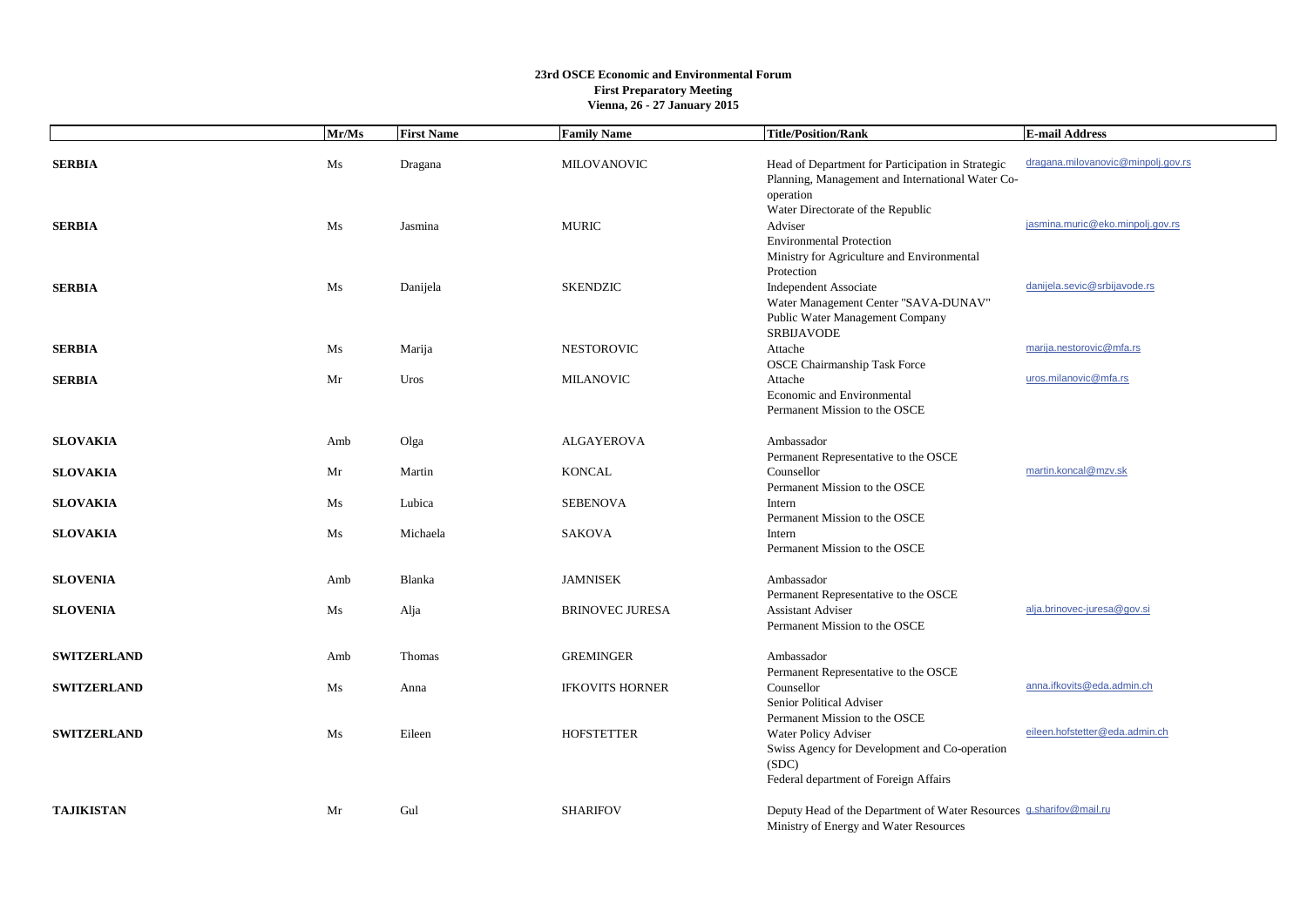**23rd OSCE Economic and Environmental Forum**
**First Preparatory Meeting**
**Vienna, 26 - 27 January 2015**

| | Mr/Ms | First Name | Family Name | Title/Position/Rank | E-mail Address |
|---|---|---|---|---|---|
| **SERBIA** | Ms | Dragana | MILOVANOVIC | Head of Department for Participation in Strategic Planning, Management and International Water Co-operation<br>Water Directorate of the Republic | dragana.milovanovic@minpolj.gov.rs |
| **SERBIA** | Ms | Jasmina | MURIC | Adviser<br>Environmental Protection<br>Ministry for Agriculture and Environmental Protection | jasmina.muric@eko.minpolj.gov.rs |
| **SERBIA** | Ms | Danijela | SKENDZIC | Independent Associate<br>Water Management Center "SAVA-DUNAV"<br>Public Water Management Company SRBIJAVODE | danijela.sevic@srbijavode.rs |
| **SERBIA** | Ms | Marija | NESTOROVIC | Attache<br>OSCE Chairmanship Task Force | marija.nestorovic@mfa.rs |
| **SERBIA** | Mr | Uros | MILANOVIC | Attache<br>Economic and Environmental<br>Permanent Mission to the OSCE | uros.milanovic@mfa.rs |
| **SLOVAKIA** | Amb | Olga | ALGAYEROVA | Ambassador<br>Permanent Representative to the OSCE | |
| **SLOVAKIA** | Mr | Martin | KONCAL | Counsellor<br>Permanent Mission to the OSCE | martin.koncal@mzv.sk |
| **SLOVAKIA** | Ms | Lubica | SEBENOVA | Intern<br>Permanent Mission to the OSCE | |
| **SLOVAKIA** | Ms | Michaela | SAKOVA | Intern<br>Permanent Mission to the OSCE | |
| **SLOVENIA** | Amb | Blanka | JAMNISEK | Ambassador<br>Permanent Representative to the OSCE | |
| **SLOVENIA** | Ms | Alja | BRINOVEC JURESA | Assistant Adviser<br>Permanent Mission to the OSCE | alja.brinovec-juresa@gov.si |
| **SWITZERLAND** | Amb | Thomas | GREMINGER | Ambassador<br>Permanent Representative to the OSCE | |
| **SWITZERLAND** | Ms | Anna | IFKOVITS HORNER | Counsellor<br>Senior Political Adviser<br>Permanent Mission to the OSCE | anna.ifkovits@eda.admin.ch |
| **SWITZERLAND** | Ms | Eileen | HOFSTETTER | Water Policy Adviser<br>Swiss Agency for Development and Co-operation (SDC)<br>Federal department of Foreign Affairs | eileen.hofstetter@eda.admin.ch |
| **TAJIKISTAN** | Mr | Gul | SHARIFOV | Deputy Head of the Department of Water Resources<br>Ministry of Energy and Water Resources | g.sharifov@mail.ru |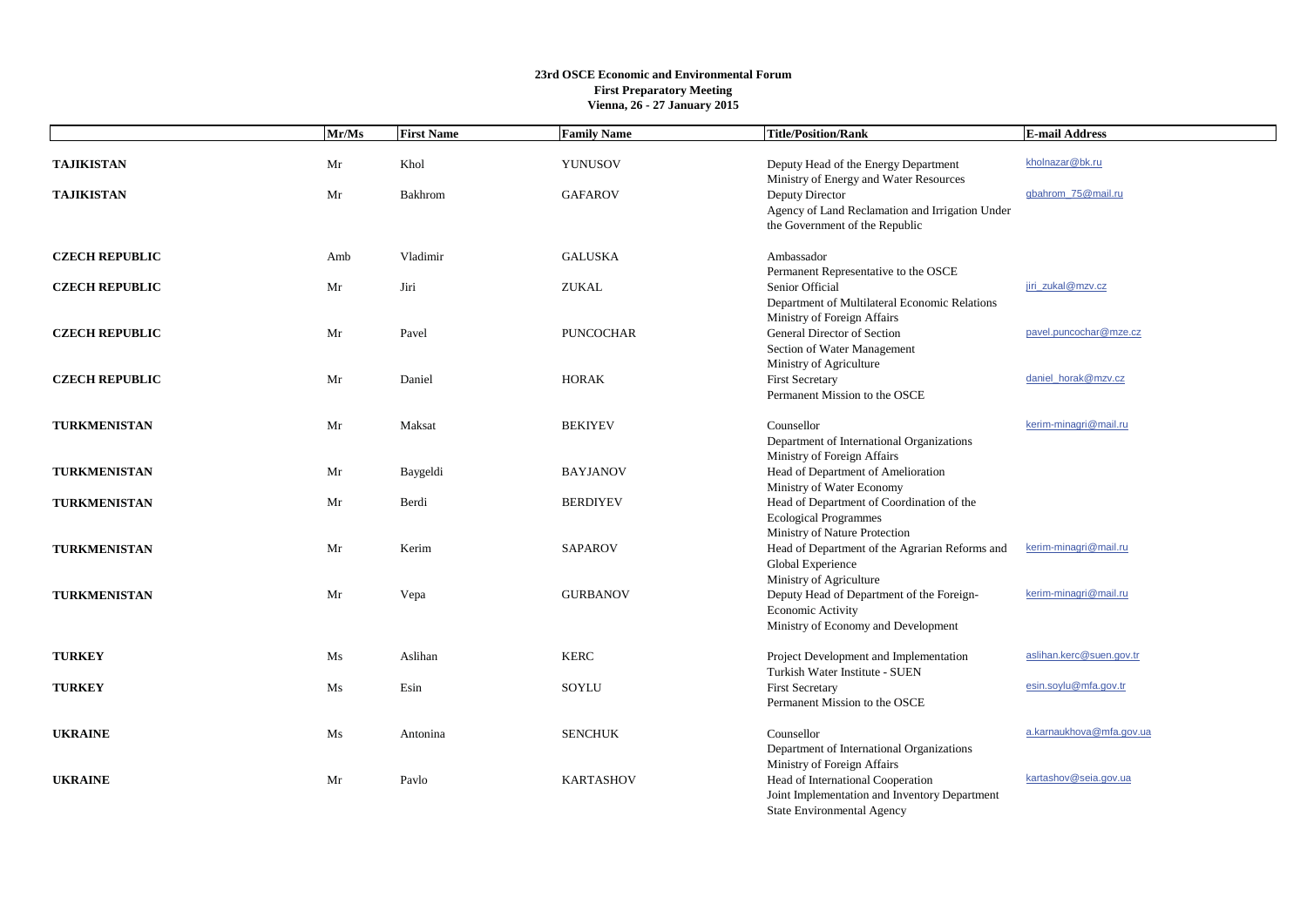**23rd OSCE Economic and Environmental Forum**
**First Preparatory Meeting**
**Vienna, 26 - 27 January 2015**

| | Mr/Ms | First Name | Family Name | Title/Position/Rank | E-mail Address |
|---|---|---|---|---|---|
| **TAJIKISTAN** | Mr | Khol | YUNUSOV | Deputy Head of the Energy Department<br>Ministry of Energy and Water Resources | kholnazar@bk.ru |
| **TAJIKISTAN** | Mr | Bakhrom | GAFAROV | Deputy Director<br>Agency of Land Reclamation and Irrigation Under the Government of the Republic | gbahrom_75@mail.ru |
| **CZECH REPUBLIC** | Amb | Vladimir | GALUSKA | Ambassador<br>Permanent Representative to the OSCE | |
| **CZECH REPUBLIC** | Mr | Jiri | ZUKAL | Senior Official<br>Department of Multilateral Economic Relations<br>Ministry of Foreign Affairs | jiri_zukal@mzv.cz |
| **CZECH REPUBLIC** | Mr | Pavel | PUNCOCHAR | General Director of Section<br>Section of Water Management<br>Ministry of Agriculture | pavel.puncochar@mze.cz |
| **CZECH REPUBLIC** | Mr | Daniel | HORAK | First Secretary<br>Permanent Mission to the OSCE | daniel_horak@mzv.cz |
| **TURKMENISTAN** | Mr | Maksat | BEKIYEV | Counsellor<br>Department of International Organizations<br>Ministry of Foreign Affairs | kerim-minagri@mail.ru |
| **TURKMENISTAN** | Mr | Baygeldi | BAYJANOV | Head of Department of Amelioration<br>Ministry of Water Economy | |
| **TURKMENISTAN** | Mr | Berdi | BERDIYEV | Head of Department of Coordination of the Ecological Programmes<br>Ministry of Nature Protection | |
| **TURKMENISTAN** | Mr | Kerim | SAPAROV | Head of Department of the Agrarian Reforms and Global Experience<br>Ministry of Agriculture | kerim-minagri@mail.ru |
| **TURKMENISTAN** | Mr | Vepa | GURBANOV | Deputy Head of Department of the Foreign-Economic Activity<br>Ministry of Economy and Development | kerim-minagri@mail.ru |
| **TURKEY** | Ms | Aslihan | KERC | Project Development and Implementation<br>Turkish Water Institute - SUEN | aslihan.kerc@suen.gov.tr |
| **TURKEY** | Ms | Esin | SOYLU | First Secretary<br>Permanent Mission to the OSCE | esin.soylu@mfa.gov.tr |
| **UKRAINE** | Ms | Antonina | SENCHUK | Counsellor<br>Department of International Organizations<br>Ministry of Foreign Affairs | a.karnaukhova@mfa.gov.ua |
| **UKRAINE** | Mr | Pavlo | KARTASHOV | Head of International Cooperation<br>Joint Implementation and Inventory Department<br>State Environmental Agency | kartashov@seia.gov.ua |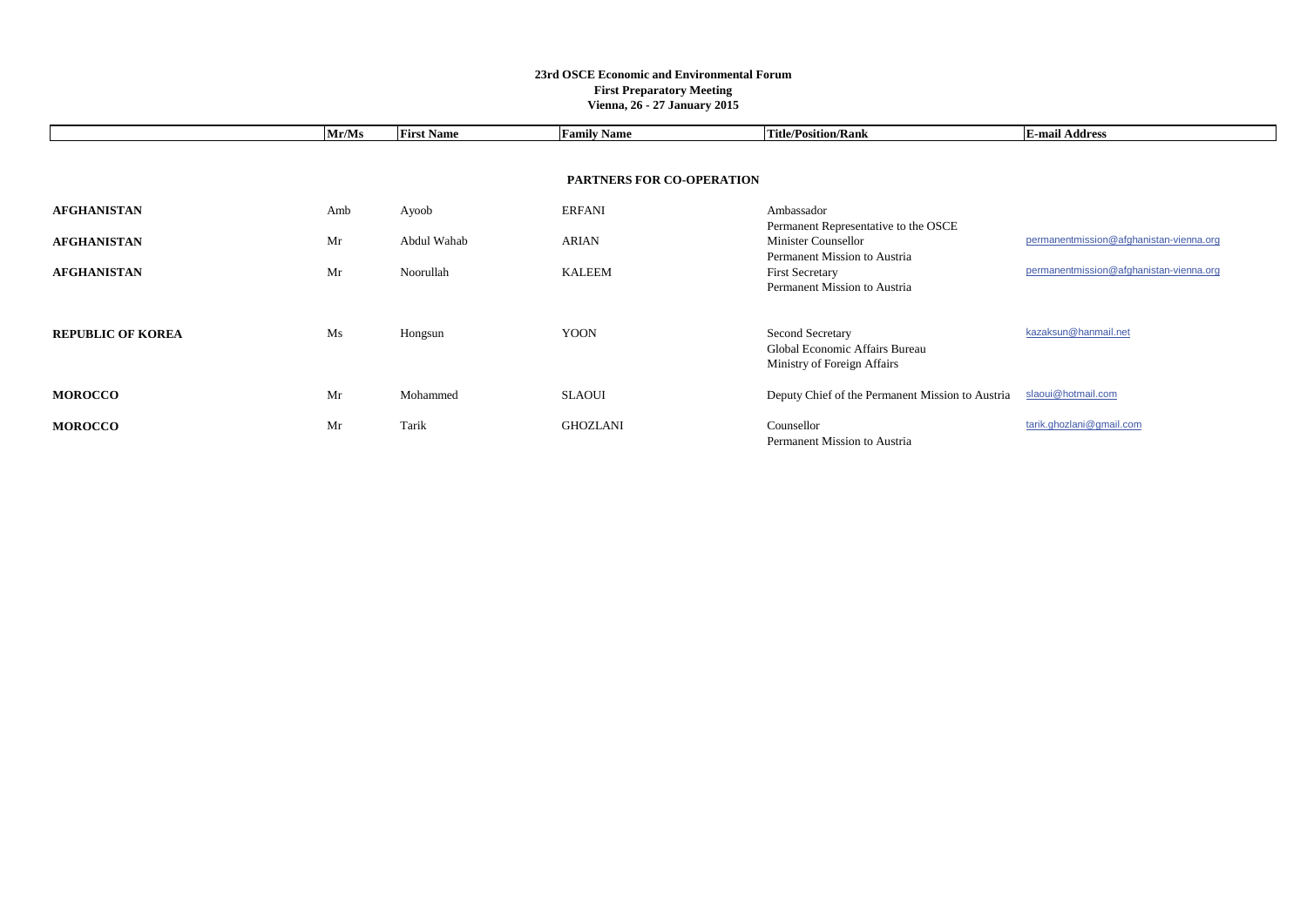**23rd OSCE Economic and Environmental Forum**
**First Preparatory Meeting**
**Vienna, 26 - 27 January 2015**

| | Mr/Ms | First Name | Family Name | Title/Position/Rank | E-mail Address |
|---|---|---|---|---|---|
| | | | **PARTNERS FOR CO-OPERATION** | | |
| **AFGHANISTAN** | Amb | Ayoob | ERFANI | Ambassador<br>Permanent Representative to the OSCE | |
| **AFGHANISTAN** | Mr | Abdul Wahab | ARIAN | Minister Counsellor<br>Permanent Mission to Austria | permanentmission@afghanistan-vienna.org |
| **AFGHANISTAN** | Mr | Noorullah | KALEEM | First Secretary<br>Permanent Mission to Austria | permanentmission@afghanistan-vienna.org |
| **REPUBLIC OF KOREA** | Ms | Hongsun | YOON | Second Secretary<br>Global Economic Affairs Bureau<br>Ministry of Foreign Affairs | kazaksun@hanmail.net |
| **MOROCCO** | Mr | Mohammed | SLAOUI | Deputy Chief of the Permanent Mission to Austria | slaoui@hotmail.com |
| **MOROCCO** | Mr | Tarik | GHOZLANI | Counsellor<br>Permanent Mission to Austria | tarik.ghozlani@gmail.com |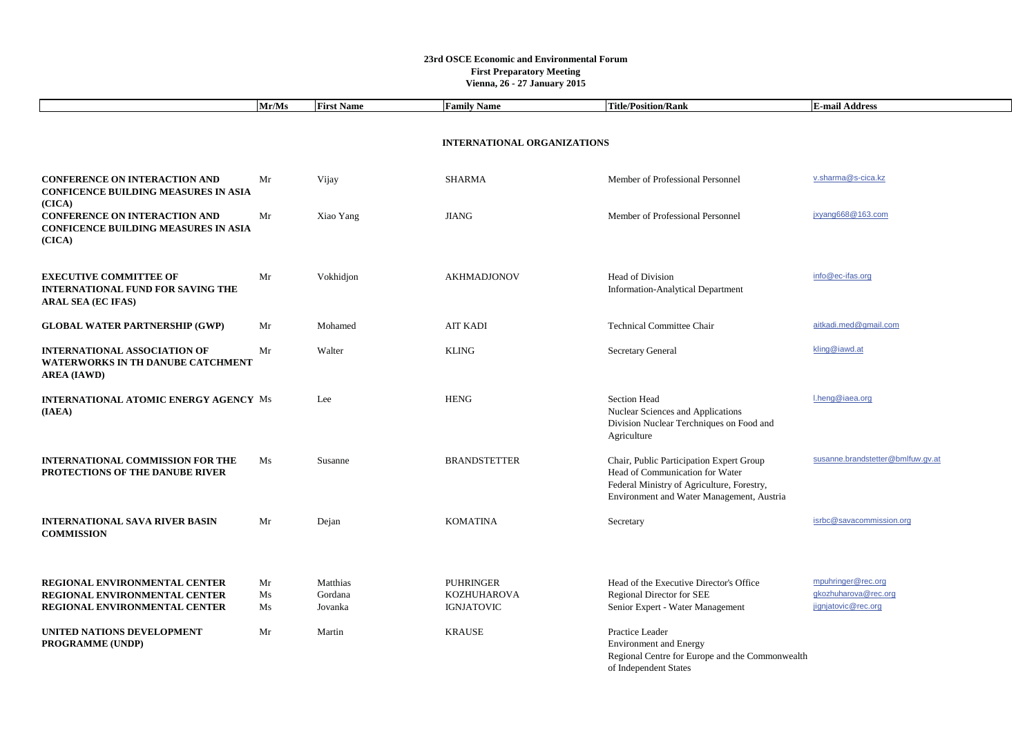**23rd OSCE Economic and Environmental Forum**
**First Preparatory Meeting**
**Vienna, 26 - 27 January 2015**

| | Mr/Ms | First Name | Family Name | Title/Position/Rank | E-mail Address |
|---|---|---|---|---|---|
| **INTERNATIONAL ORGANIZATIONS** | | | | | |
| **CONFERENCE ON INTERACTION AND CONFICENCE BUILDING MEASURES IN ASIA (CICA)** | Mr | Vijay | SHARMA | Member of Professional Personnel | v.sharma@s-cica.kz |
| **CONFERENCE ON INTERACTION AND CONFICENCE BUILDING MEASURES IN ASIA (CICA)** | Mr | Xiao Yang | JIANG | Member of Professional Personnel | jxyang668@163.com |
| **EXECUTIVE COMMITTEE OF INTERNATIONAL FUND FOR SAVING THE ARAL SEA (EC IFAS)** | Mr | Vokhidjon | AKHMADJONOV | Head of Division<br>Information-Analytical Department | info@ec-ifas.org |
| **GLOBAL WATER PARTNERSHIP (GWP)** | Mr | Mohamed | AIT KADI | Technical Committee Chair | aitkadi.med@gmail.com |
| **INTERNATIONAL ASSOCIATION OF WATERWORKS IN TH DANUBE CATCHMENT AREA (IAWD)** | Mr | Walter | KLING | Secretary General | kling@iawd.at |
| **INTERNATIONAL ATOMIC ENERGY AGENCY (IAEA)** | Ms | Lee | HENG | Section Head<br>Nuclear Sciences and Applications<br>Division Nuclear Terchniques on Food and Agriculture | l.heng@iaea.org |
| **INTERNATIONAL COMMISSION FOR THE PROTECTIONS OF THE DANUBE RIVER** | Ms | Susanne | BRANDSTETTER | Chair, Public Participation Expert Group<br>Head of Communication for Water<br>Federal Ministry of Agriculture, Forestry, Environment and Water Management, Austria | susanne.brandstetter@bmlfuw.gv.at |
| **INTERNATIONAL SAVA RIVER BASIN COMMISSION** | Mr | Dejan | KOMATINA | Secretary | isrbc@savacommission.org |
| **REGIONAL ENVIRONMENTAL CENTER** | Mr | Matthias | PUHRINGER | Head of the Executive Director's Office | mpuhringer@rec.org |
| **REGIONAL ENVIRONMENTAL CENTER** | Ms | Gordana | KOZHUHAROVA | Regional Director for SEE | gkozhuharova@rec.org |
| **REGIONAL ENVIRONMENTAL CENTER** | Ms | Jovanka | IGNJATOVIC | Senior Expert - Water Management | jignjatovic@rec.org |
| **UNITED NATIONS DEVELOPMENT PROGRAMME (UNDP)** | Mr | Martin | KRAUSE | Practice Leader<br>Environment and Energy<br>Regional Centre for Europe and the Commonwealth of Independent States | |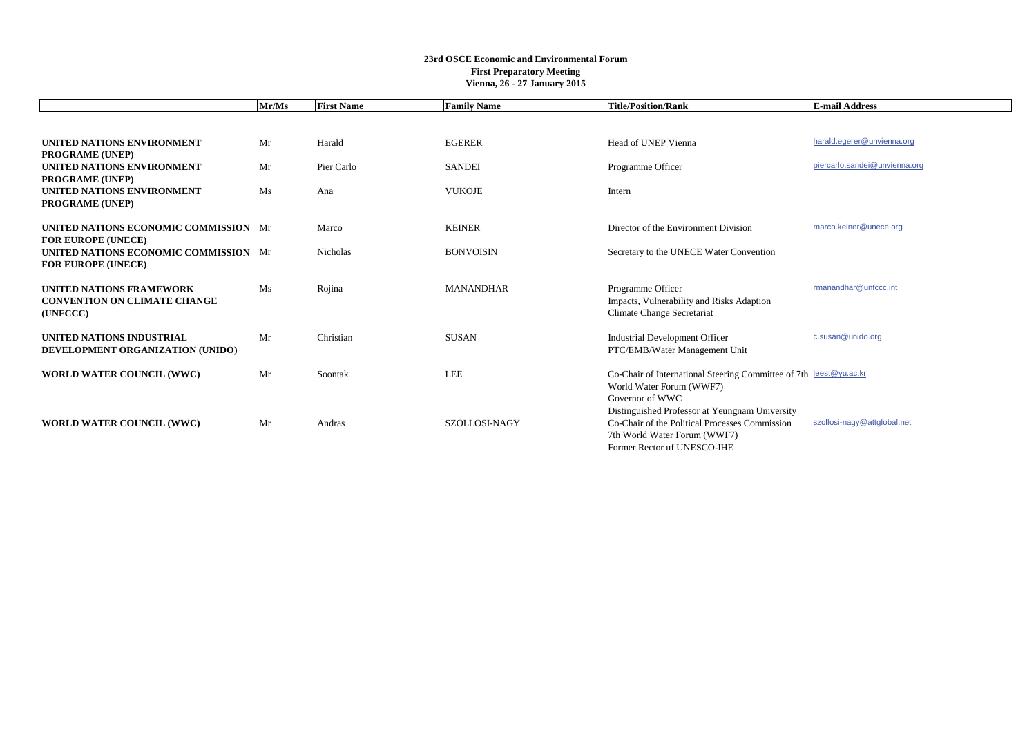**23rd OSCE Economic and Environmental Forum**
**First Preparatory Meeting**
**Vienna, 26 - 27 January 2015**

| | Mr/Ms | First Name | Family Name | Title/Position/Rank | E-mail Address |
|---|---|---|---|---|---|
| **UNITED NATIONS ENVIRONMENT PROGRAME (UNEP)** | Mr | Harald | EGERER | Head of UNEP Vienna | harald.egerer@unvienna.org |
| **UNITED NATIONS ENVIRONMENT PROGRAME (UNEP)** | Mr | Pier Carlo | SANDEI | Programme Officer | piercarlo.sandei@unvienna.org |
| **UNITED NATIONS ENVIRONMENT PROGRAME (UNEP)** | Ms | Ana | VUKOJE | Intern | |
| **UNITED NATIONS ECONOMIC COMMISSION FOR EUROPE (UNECE)** | Mr | Marco | KEINER | Director of the Environment Division | marco.keiner@unece.org |
| **UNITED NATIONS ECONOMIC COMMISSION FOR EUROPE (UNECE)** | Mr | Nicholas | BONVOISIN | Secretary to the UNECE Water Convention | |
| **UNITED NATIONS FRAMEWORK CONVENTION ON CLIMATE CHANGE (UNFCCC)** | Ms | Rojina | MANANDHAR | Programme Officer<br>Impacts, Vulnerability and Risks Adaption<br>Climate Change Secretariat | rmanandhar@unfccc.int |
| **UNITED NATIONS INDUSTRIAL DEVELOPMENT ORGANIZATION (UNIDO)** | Mr | Christian | SUSAN | Industrial Development Officer<br>PTC/EMB/Water Management Unit | c.susan@unido.org |
| **WORLD WATER COUNCIL (WWC)** | Mr | Soontak | LEE | Co-Chair of International Steering Committee of 7th World Water Forum (WWF7)<br>Governor of WWC<br>Distinguished Professor at Yeungnam University | leest@yu.ac.kr |
| **WORLD WATER COUNCIL (WWC)** | Mr | Andras | SZÖLLÖSI-NAGY | Co-Chair of the Political Processes Commission<br>7th World Water Forum (WWF7)<br>Former Rector uf UNESCO-IHE | szollosi-nagy@attglobal.net |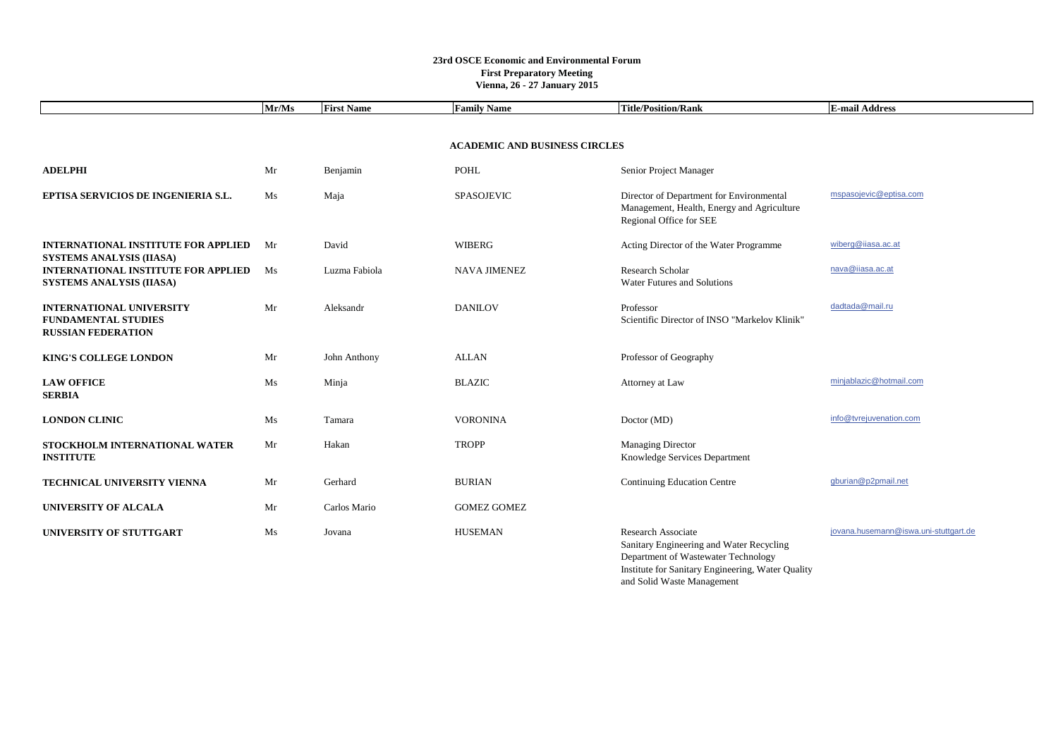**23rd OSCE Economic and Environmental Forum**
**First Preparatory Meeting**
**Vienna, 26 - 27 January 2015**

| | Mr/Ms | First Name | Family Name | Title/Position/Rank | E-mail Address |
|---|---|---|---|---|---|
| | | | **ACADEMIC AND BUSINESS CIRCLES** | | |
| **ADELPHI** | Mr | Benjamin | POHL | Senior Project Manager | |
| **EPTISA SERVICIOS DE INGENIERIA S.L.** | Ms | Maja | SPASOJEVIC | Director of Department for Environmental Management, Health, Energy and Agriculture Regional Office for SEE | mspasojevic@eptisa.com |
| **INTERNATIONAL INSTITUTE FOR APPLIED SYSTEMS ANALYSIS (IIASA)** | Mr | David | WIBERG | Acting Director of the Water Programme | wiberg@iiasa.ac.at |
| **INTERNATIONAL INSTITUTE FOR APPLIED SYSTEMS ANALYSIS (IIASA)** | Ms | Luzma Fabiola | NAVA JIMENEZ | Research Scholar Water Futures and Solutions | nava@iiasa.ac.at |
| **INTERNATIONAL UNIVERSITY FUNDAMENTAL STUDIES RUSSIAN FEDERATION** | Mr | Aleksandr | DANILOV | Professor Scientific Director of INSO "Markelov Klinik" | dadtada@mail.ru |
| **KING'S COLLEGE LONDON** | Mr | John Anthony | ALLAN | Professor of Geography | |
| **LAW OFFICE SERBIA** | Ms | Minja | BLAZIC | Attorney at Law | minjablazic@hotmail.com |
| **LONDON CLINIC** | Ms | Tamara | VORONINA | Doctor (MD) | info@tvrejuvenation.com |
| **STOCKHOLM INTERNATIONAL WATER INSTITUTE** | Mr | Hakan | TROPP | Managing Director Knowledge Services Department | |
| **TECHNICAL UNIVERSITY VIENNA** | Mr | Gerhard | BURIAN | Continuing Education Centre | gburian@p2pmail.net |
| **UNIVERSITY OF ALCALA** | Mr | Carlos Mario | GOMEZ GOMEZ | | |
| **UNIVERSITY OF STUTTGART** | Ms | Jovana | HUSEMAN | Research Associate Sanitary Engineering and Water Recycling Department of Wastewater Technology Institute for Sanitary Engineering, Water Quality and Solid Waste Management | jovana.husemann@iswa.uni-stuttgart.de |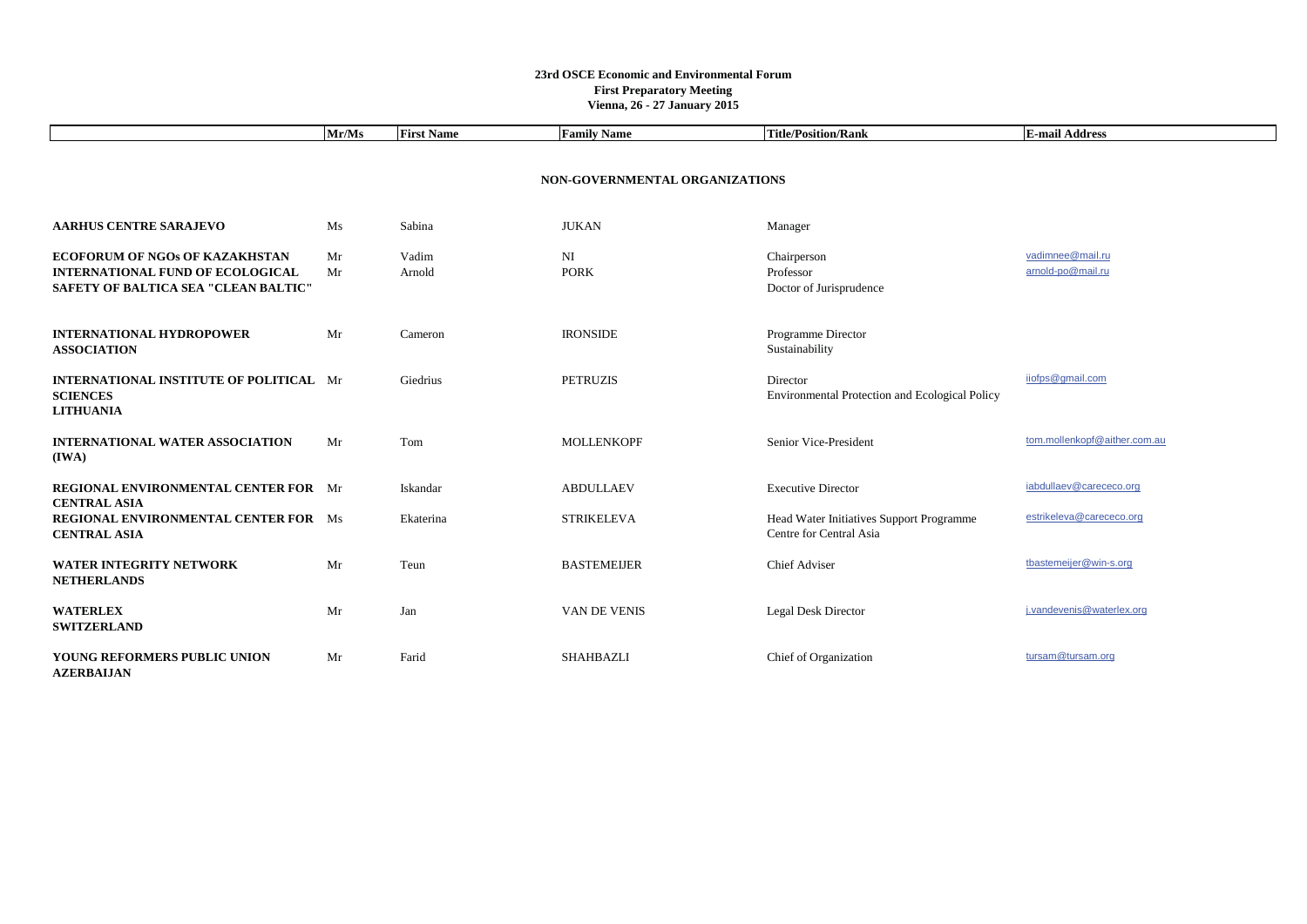**23rd OSCE Economic and Environmental Forum**
**First Preparatory Meeting**
**Vienna, 26 - 27 January 2015**

| | Mr/Ms | First Name | Family Name | Title/Position/Rank | E-mail Address |
|---|---|---|---|---|---|
| | | | **NON-GOVERNMENTAL ORGANIZATIONS** | | |
| **AARHUS CENTRE SARAJEVO** | Ms | Sabina | JUKAN | Manager | |
| **ECOFORUM OF NGOs OF KAZAKHSTAN** | Mr | Vadim | NI | Chairperson | vadimnee@mail.ru |
| **INTERNATIONAL FUND OF ECOLOGICAL SAFETY OF BALTICA SEA "CLEAN BALTIC"** | Mr | Arnold | PORK | Professor<br>Doctor of Jurisprudence | arnold-po@mail.ru |
| **INTERNATIONAL HYDROPOWER ASSOCIATION** | Mr | Cameron | IRONSIDE | Programme Director<br>Sustainability | |
| **INTERNATIONAL INSTITUTE OF POLITICAL SCIENCES LITHUANIA** | Mr | Giedrius | PETRUZIS | Director<br>Environmental Protection and Ecological Policy | iiofps@gmail.com |
| **INTERNATIONAL WATER ASSOCIATION (IWA)** | Mr | Tom | MOLLENKOPF | Senior Vice-President | tom.mollenkopf@aither.com.au |
| **REGIONAL ENVIRONMENTAL CENTER FOR CENTRAL ASIA** | Mr | Iskandar | ABDULLAEV | Executive Director | iabdullaev@carececo.org |
| **REGIONAL ENVIRONMENTAL CENTER FOR CENTRAL ASIA** | Ms | Ekaterina | STRIKELEVA | Head Water Initiatives Support Programme Centre for Central Asia | estrikeleva@carececo.org |
| **WATER INTEGRITY NETWORK NETHERLANDS** | Mr | Teun | BASTEMEIJER | Chief Adviser | tbastemeijer@win-s.org |
| **WATERLEX SWITZERLAND** | Mr | Jan | VAN DE VENIS | Legal Desk Director | j.vandevenis@waterlex.org |
| **YOUNG REFORMERS PUBLIC UNION AZERBAIJAN** | Mr | Farid | SHAHBAZLI | Chief of Organization | tursam@tursam.org |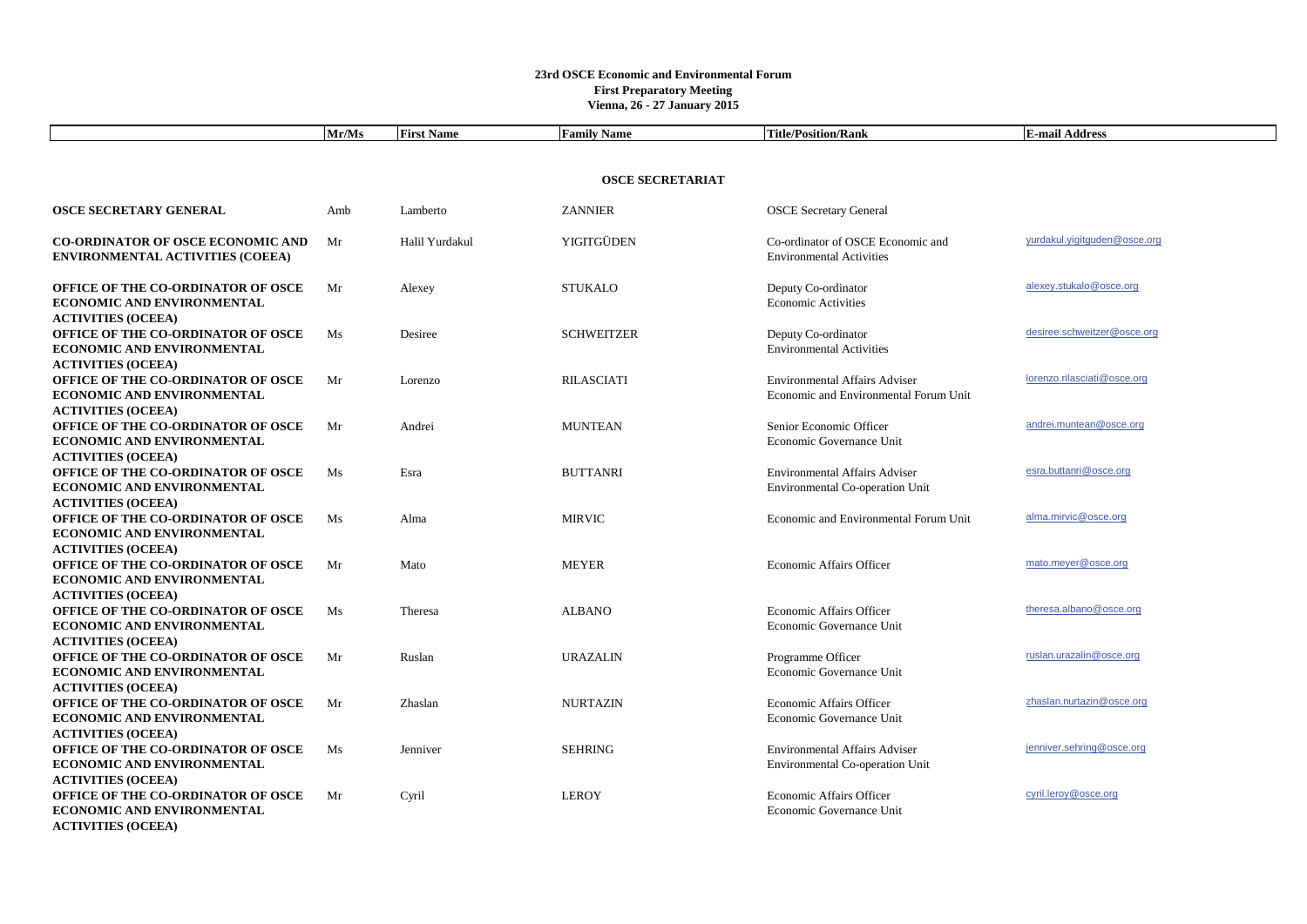**23rd OSCE Economic and Environmental Forum**
**First Preparatory Meeting**
**Vienna, 26 - 27 January 2015**

| | Mr/Ms | First Name | Family Name | Title/Position/Rank | E-mail Address |
|---|---|---|---|---|---|
| | | | **OSCE SECRETARIAT** | | |
| **OSCE SECRETARY GENERAL** | Amb | Lamberto | ZANNIER | OSCE Secretary General | |
| **CO-ORDINATOR OF OSCE ECONOMIC AND ENVIRONMENTAL ACTIVITIES (COEEA)** | Mr | Halil Yurdakul | YIGITGÜDEN | Co-ordinator of OSCE Economic and Environmental Activities | yurdakul.yigitguden@osce.org |
| **OFFICE OF THE CO-ORDINATOR OF OSCE ECONOMIC AND ENVIRONMENTAL ACTIVITIES (OCEEA)** | Mr | Alexey | STUKALO | Deputy Co-ordinator Economic Activities | alexey.stukalo@osce.org |
| **OFFICE OF THE CO-ORDINATOR OF OSCE ECONOMIC AND ENVIRONMENTAL ACTIVITIES (OCEEA)** | Ms | Desiree | SCHWEITZER | Deputy Co-ordinator Environmental Activities | desiree.schweitzer@osce.org |
| **OFFICE OF THE CO-ORDINATOR OF OSCE ECONOMIC AND ENVIRONMENTAL ACTIVITIES (OCEEA)** | Mr | Lorenzo | RILASCIATI | Environmental Affairs Adviser Economic and Environmental Forum Unit | lorenzo.rilasciati@osce.org |
| **OFFICE OF THE CO-ORDINATOR OF OSCE ECONOMIC AND ENVIRONMENTAL ACTIVITIES (OCEEA)** | Mr | Andrei | MUNTEAN | Senior Economic Officer Economic Governance Unit | andrei.muntean@osce.org |
| **OFFICE OF THE CO-ORDINATOR OF OSCE ECONOMIC AND ENVIRONMENTAL ACTIVITIES (OCEEA)** | Ms | Esra | BUTTANRI | Environmental Affairs Adviser Environmental Co-operation Unit | esra.buttanri@osce.org |
| **OFFICE OF THE CO-ORDINATOR OF OSCE ECONOMIC AND ENVIRONMENTAL ACTIVITIES (OCEEA)** | Ms | Alma | MIRVIC | Economic and Environmental Forum Unit | alma.mirvic@osce.org |
| **OFFICE OF THE CO-ORDINATOR OF OSCE ECONOMIC AND ENVIRONMENTAL ACTIVITIES (OCEEA)** | Mr | Mato | MEYER | Economic Affairs Officer | mato.meyer@osce.org |
| **OFFICE OF THE CO-ORDINATOR OF OSCE ECONOMIC AND ENVIRONMENTAL ACTIVITIES (OCEEA)** | Ms | Theresa | ALBANO | Economic Affairs Officer Economic Governance Unit | theresa.albano@osce.org |
| **OFFICE OF THE CO-ORDINATOR OF OSCE ECONOMIC AND ENVIRONMENTAL ACTIVITIES (OCEEA)** | Mr | Ruslan | URAZALIN | Programme Officer Economic Governance Unit | ruslan.urazalin@osce.org |
| **OFFICE OF THE CO-ORDINATOR OF OSCE ECONOMIC AND ENVIRONMENTAL ACTIVITIES (OCEEA)** | Mr | Zhaslan | NURTAZIN | Economic Affairs Officer Economic Governance Unit | zhaslan.nurtazin@osce.org |
| **OFFICE OF THE CO-ORDINATOR OF OSCE ECONOMIC AND ENVIRONMENTAL ACTIVITIES (OCEEA)** | Ms | Jenniver | SEHRING | Environmental Affairs Adviser Environmental Co-operation Unit | jenniver.sehring@osce.org |
| **OFFICE OF THE CO-ORDINATOR OF OSCE ECONOMIC AND ENVIRONMENTAL ACTIVITIES (OCEEA)** | Mr | Cyril | LEROY | Economic Affairs Officer Economic Governance Unit | cyril.leroy@osce.org |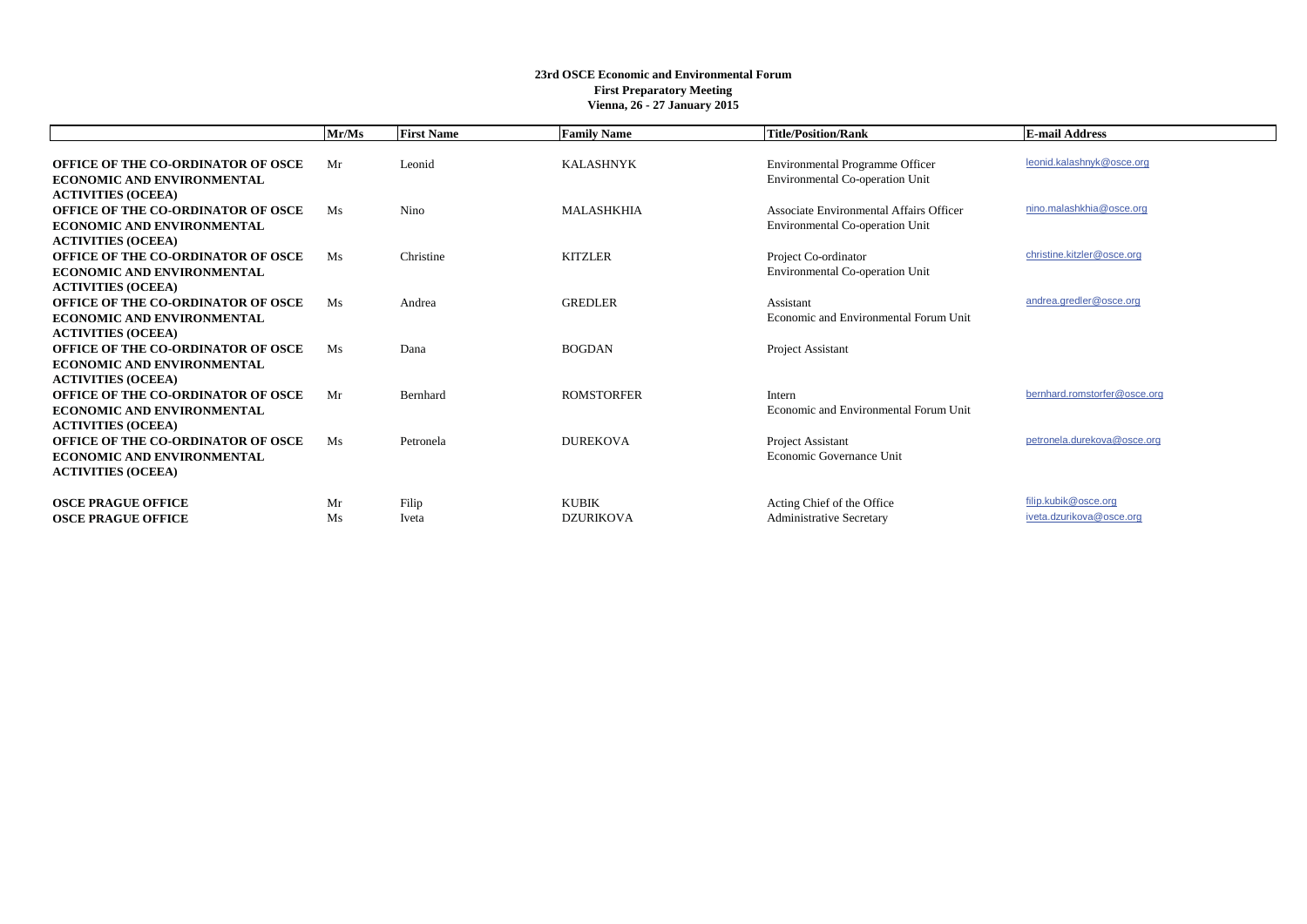**23rd OSCE Economic and Environmental Forum**
**First Preparatory Meeting**
**Vienna, 26 - 27 January 2015**

| | Mr/Ms | First Name | Family Name | Title/Position/Rank | E-mail Address |
|---|---|---|---|---|---|
| **OFFICE OF THE CO-ORDINATOR OF OSCE ECONOMIC AND ENVIRONMENTAL ACTIVITIES (OCEEA)** | Mr | Leonid | KALASHNYK | Environmental Programme Officer<br>Environmental Co-operation Unit | leonid.kalashnyk@osce.org |
| **OFFICE OF THE CO-ORDINATOR OF OSCE ECONOMIC AND ENVIRONMENTAL ACTIVITIES (OCEEA)** | Ms | Nino | MALASHKHIA | Associate Environmental Affairs Officer<br>Environmental Co-operation Unit | nino.malashkhia@osce.org |
| **OFFICE OF THE CO-ORDINATOR OF OSCE ECONOMIC AND ENVIRONMENTAL ACTIVITIES (OCEEA)** | Ms | Christine | KITZLER | Project Co-ordinator<br>Environmental Co-operation Unit | christine.kitzler@osce.org |
| **OFFICE OF THE CO-ORDINATOR OF OSCE ECONOMIC AND ENVIRONMENTAL ACTIVITIES (OCEEA)** | Ms | Andrea | GREDLER | Assistant<br>Economic and Environmental Forum Unit | andrea.gredler@osce.org |
| **OFFICE OF THE CO-ORDINATOR OF OSCE ECONOMIC AND ENVIRONMENTAL ACTIVITIES (OCEEA)** | Ms | Dana | BOGDAN | Project Assistant | |
| **OFFICE OF THE CO-ORDINATOR OF OSCE ECONOMIC AND ENVIRONMENTAL ACTIVITIES (OCEEA)** | Mr | Bernhard | ROMSTORFER | Intern<br>Economic and Environmental Forum Unit | bernhard.romstorfer@osce.org |
| **OFFICE OF THE CO-ORDINATOR OF OSCE ECONOMIC AND ENVIRONMENTAL ACTIVITIES (OCEEA)** | Ms | Petronela | DUREKOVA | Project Assistant<br>Economic Governance Unit | petronela.durekova@osce.org |
| **OSCE PRAGUE OFFICE** | Mr | Filip | KUBIK | Acting Chief of the Office | filip.kubik@osce.org |
| **OSCE PRAGUE OFFICE** | Ms | Iveta | DZURIKOVA | Administrative Secretary | iveta.dzurikova@osce.org |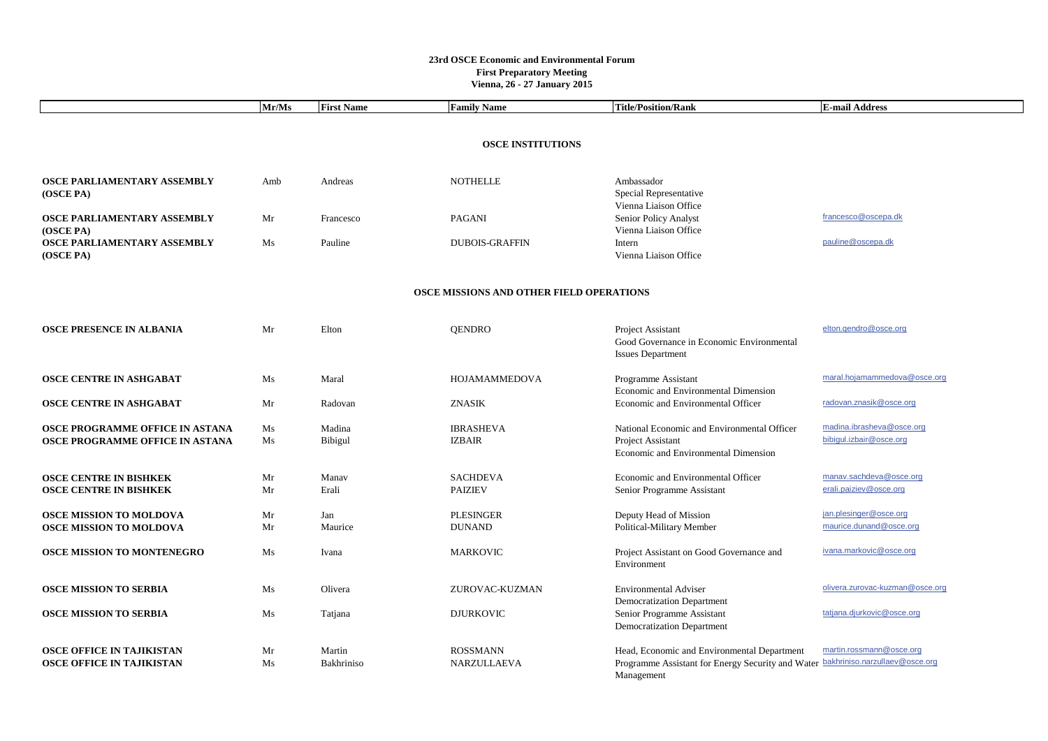**23rd OSCE Economic and Environmental Forum**
**First Preparatory Meeting**
**Vienna, 26 - 27 January 2015**

| | Mr/Ms | First Name | Family Name | Title/Position/Rank | E-mail Address |
|---|---|---|---|---|---|
| | | | **OSCE INSTITUTIONS** | | |
| **OSCE PARLIAMENTARY ASSEMBLY (OSCE PA)** | Amb | Andreas | NOTHELLE | Ambassador<br>Special Representative<br>Vienna Liaison Office | |
| **OSCE PARLIAMENTARY ASSEMBLY (OSCE PA)** | Mr | Francesco | PAGANI | Senior Policy Analyst<br>Vienna Liaison Office | francesco@oscepa.dk |
| **OSCE PARLIAMENTARY ASSEMBLY (OSCE PA)** | Ms | Pauline | DUBOIS-GRAFFIN | Intern<br>Vienna Liaison Office | pauline@oscepa.dk |
| | | | **OSCE MISSIONS AND OTHER FIELD OPERATIONS** | | |
| **OSCE PRESENCE IN ALBANIA** | Mr | Elton | QENDRO | Project Assistant<br>Good Governance in Economic Environmental Issues Department | elton.qendro@osce.org |
| **OSCE CENTRE IN ASHGABAT** | Ms | Maral | HOJAMAMMEDOVA | Programme Assistant<br>Economic and Environmental Dimension | maral.hojamammedova@osce.org |
| **OSCE CENTRE IN ASHGABAT** | Mr | Radovan | ZNASIK | Economic and Environmental Officer | radovan.znasik@osce.org |
| **OSCE PROGRAMME OFFICE IN ASTANA** | Ms | Madina | IBRASHEVA | National Economic and Environmental Officer | madina.ibrasheva@osce.org |
| **OSCE PROGRAMME OFFICE IN ASTANA** | Ms | Bibigul | IZBAIR | Project Assistant<br>Economic and Environmental Dimension | bibigul.izbair@osce.org |
| **OSCE CENTRE IN BISHKEK** | Mr | Manav | SACHDEVA | Economic and Environmental Officer | manav.sachdeva@osce.org |
| **OSCE CENTRE IN BISHKEK** | Mr | Erali | PAIZIEV | Senior Programme Assistant | erali.paiziev@osce.org |
| **OSCE MISSION TO MOLDOVA** | Mr | Jan | PLESINGER | Deputy Head of Mission | jan.plesinger@osce.org |
| **OSCE MISSION TO MOLDOVA** | Mr | Maurice | DUNAND | Political-Military Member | maurice.dunand@osce.org |
| **OSCE MISSION TO MONTENEGRO** | Ms | Ivana | MARKOVIC | Project Assistant on Good Governance and Environment | ivana.markovic@osce.org |
| **OSCE MISSION TO SERBIA** | Ms | Olivera | ZUROVAC-KUZMAN | Environmental Adviser<br>Democratization Department | olivera.zurovac-kuzman@osce.org |
| **OSCE MISSION TO SERBIA** | Ms | Tatjana | DJURKOVIC | Senior Programme Assistant<br>Democratization Department | tatjana.djurkovic@osce.org |
| **OSCE OFFICE IN TAJIKISTAN** | Mr | Martin | ROSSMANN | Head, Economic and Environmental Department | martin.rossmann@osce.org |
| **OSCE OFFICE IN TAJIKISTAN** | Ms | Bakhriniso | NARZULLAEVA | Programme Assistant for Energy Security and Water Management | bakhriniso.narzullaev@osce.org |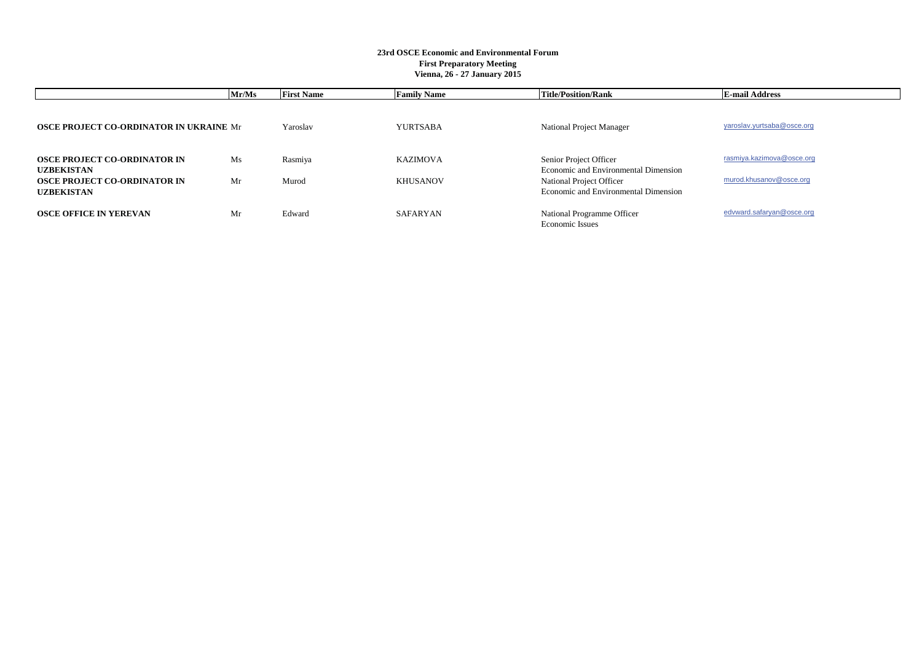**23rd OSCE Economic and Environmental Forum**
**First Preparatory Meeting**
**Vienna, 26 - 27 January 2015**

| | Mr/Ms | First Name | Family Name | Title/Position/Rank | E-mail Address |
|---|---|---|---|---|---|
| **OSCE PROJECT CO-ORDINATOR IN UKRAINE** | Mr | Yaroslav | YURTSABA | National Project Manager | yaroslav.yurtsaba@osce.org |
| **OSCE PROJECT CO-ORDINATOR IN UZBEKISTAN** | Ms | Rasmiya | KAZIMOVA | Senior Project Officer Economic and Environmental Dimension | rasmiya.kazimova@osce.org |
| **OSCE PROJECT CO-ORDINATOR IN UZBEKISTAN** | Mr | Murod | KHUSANOV | National Project Officer Economic and Environmental Dimension | murod.khusanov@osce.org |
| **OSCE OFFICE IN YEREVAN** | Mr | Edward | SAFARYAN | National Programme Officer Economic Issues | edvward.safaryan@osce.org |